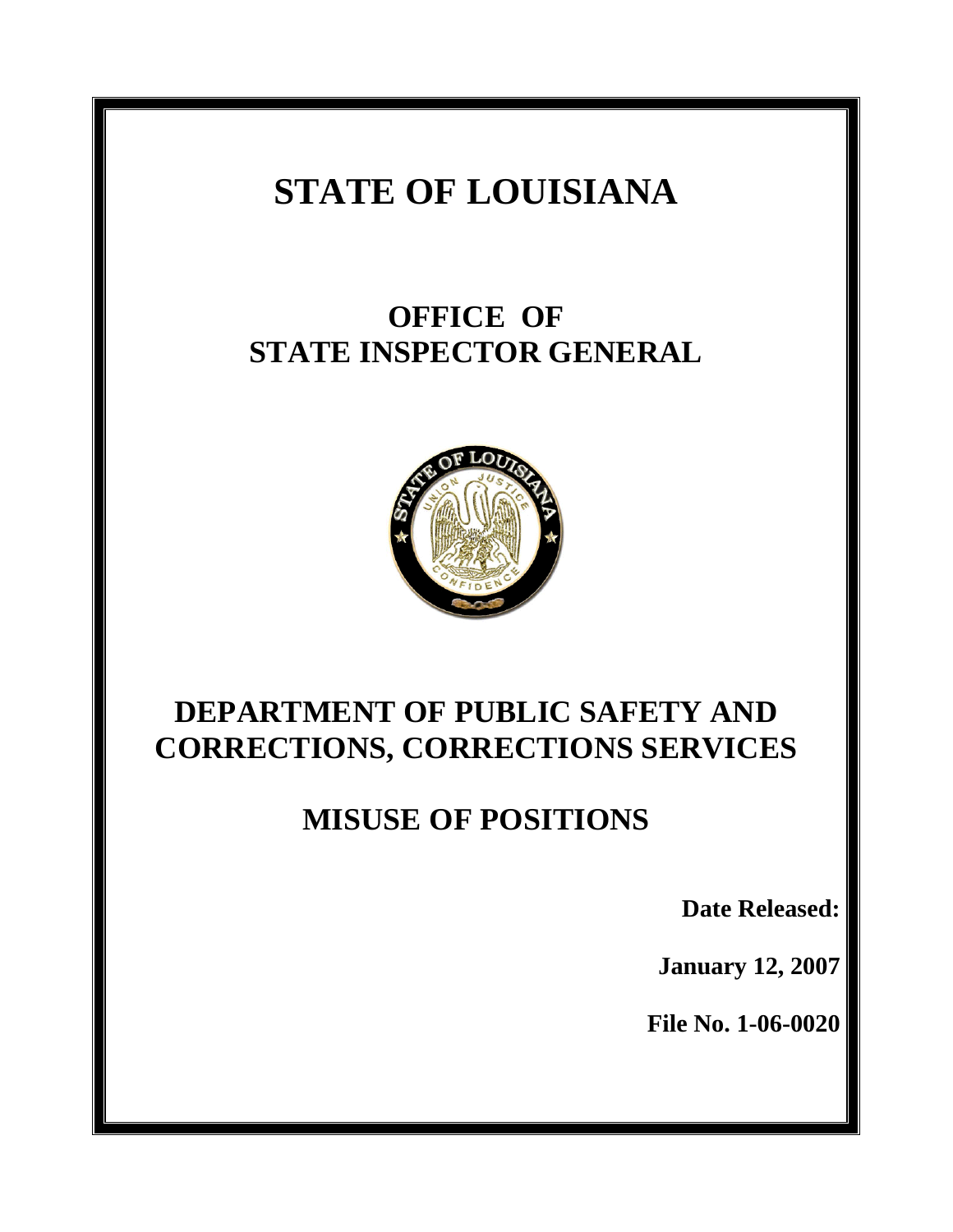# STATE OF LOUISIANA

## OFFICE OF STATE INSPECTOR GENERAL

## DEPARTMENT OF PUBLIC SAFETY AND CORRECTIONS, CORRECTIONS SERVICES

## MISUSE OF POSITIONS

**Date Released:**

**January 12, 2007**

**File No. 1-06-0020**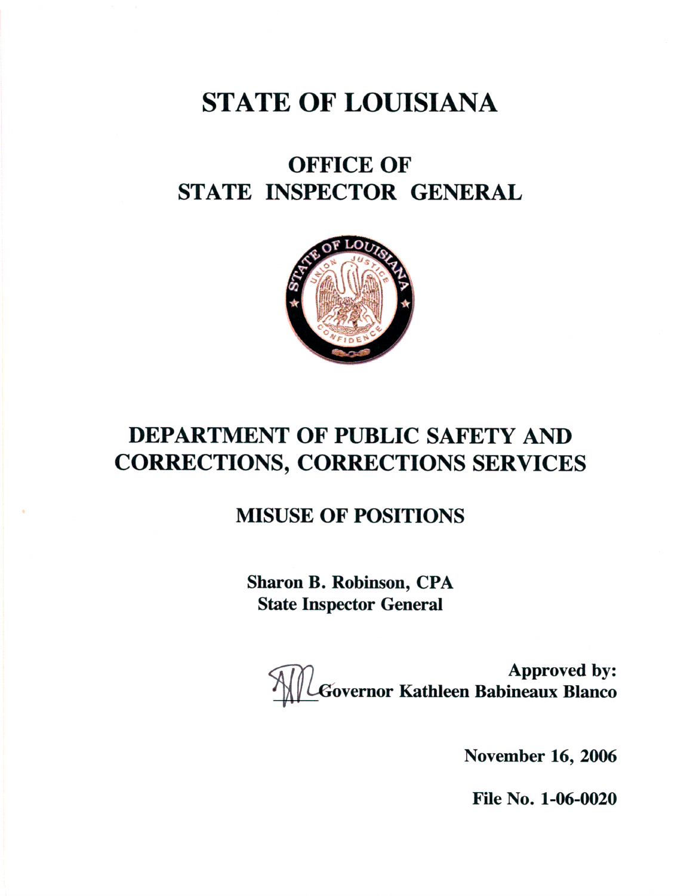# STATE OF LOUISIANA

## OFFICE OF STATE INSPECTOR GENERAL

## DEPARTMENT OF PUBLIC SAFETY AND CORRECTIONS, CORRECTIONS SERVICES

### MISUSE OF POSITIONS

**Sharon B. Robinson, CPA**
**State Inspector General**

**Approved by:**
**Governor Kathleen Babineaux Blanco**

**November 16, 2006**

**File No. 1-06-0020**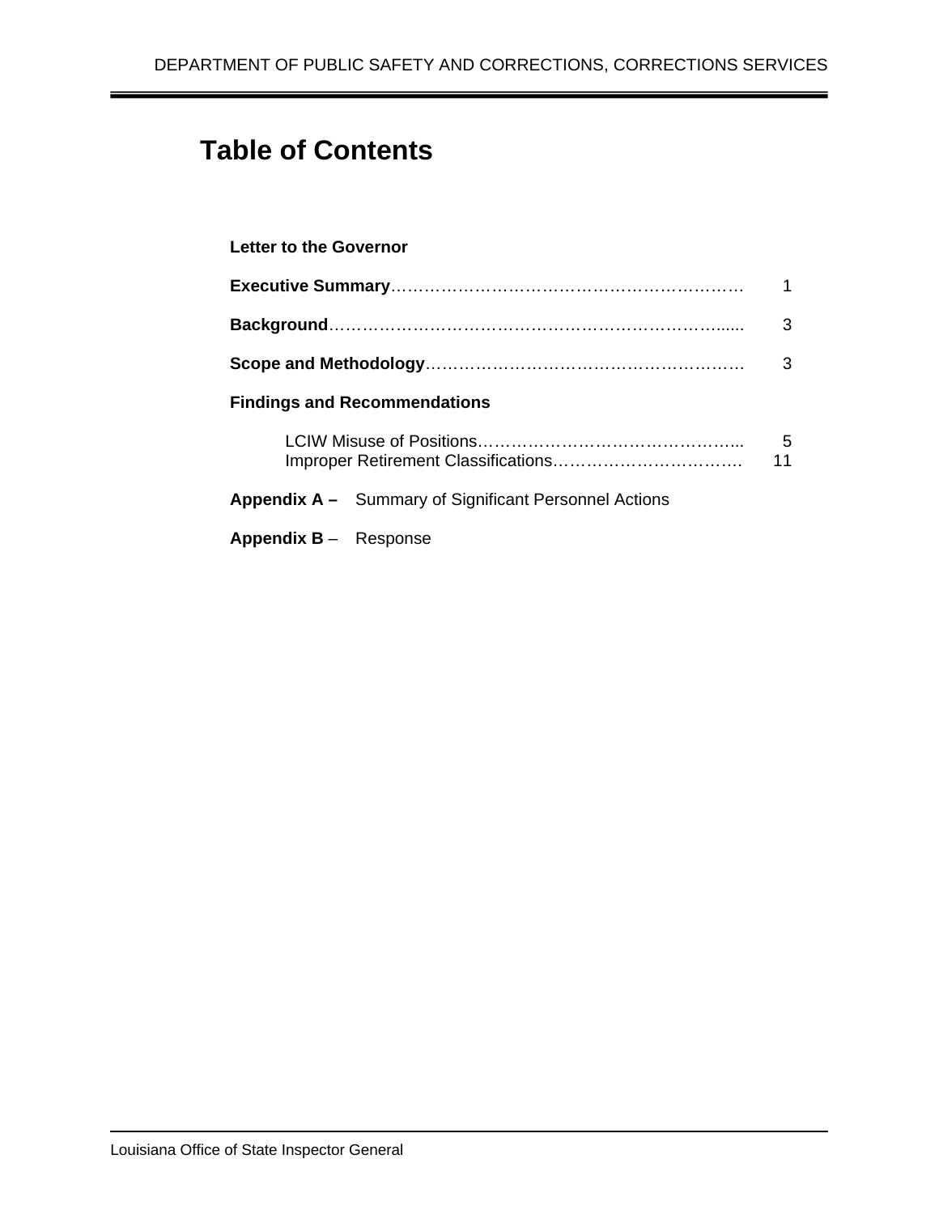# Table of Contents

**Letter to the Governor**

**Executive Summary**………………………………………………………… 1

**Background**……………………………………………………………….…. 3

**Scope and Methodology**…………………………………………………… 3

**Findings and Recommendations**

- LCIW Misuse of Positions………………………………………….. 5
- Improper Retirement Classifications……………………………. 11

**Appendix A –** Summary of Significant Personnel Actions

**Appendix B** – Response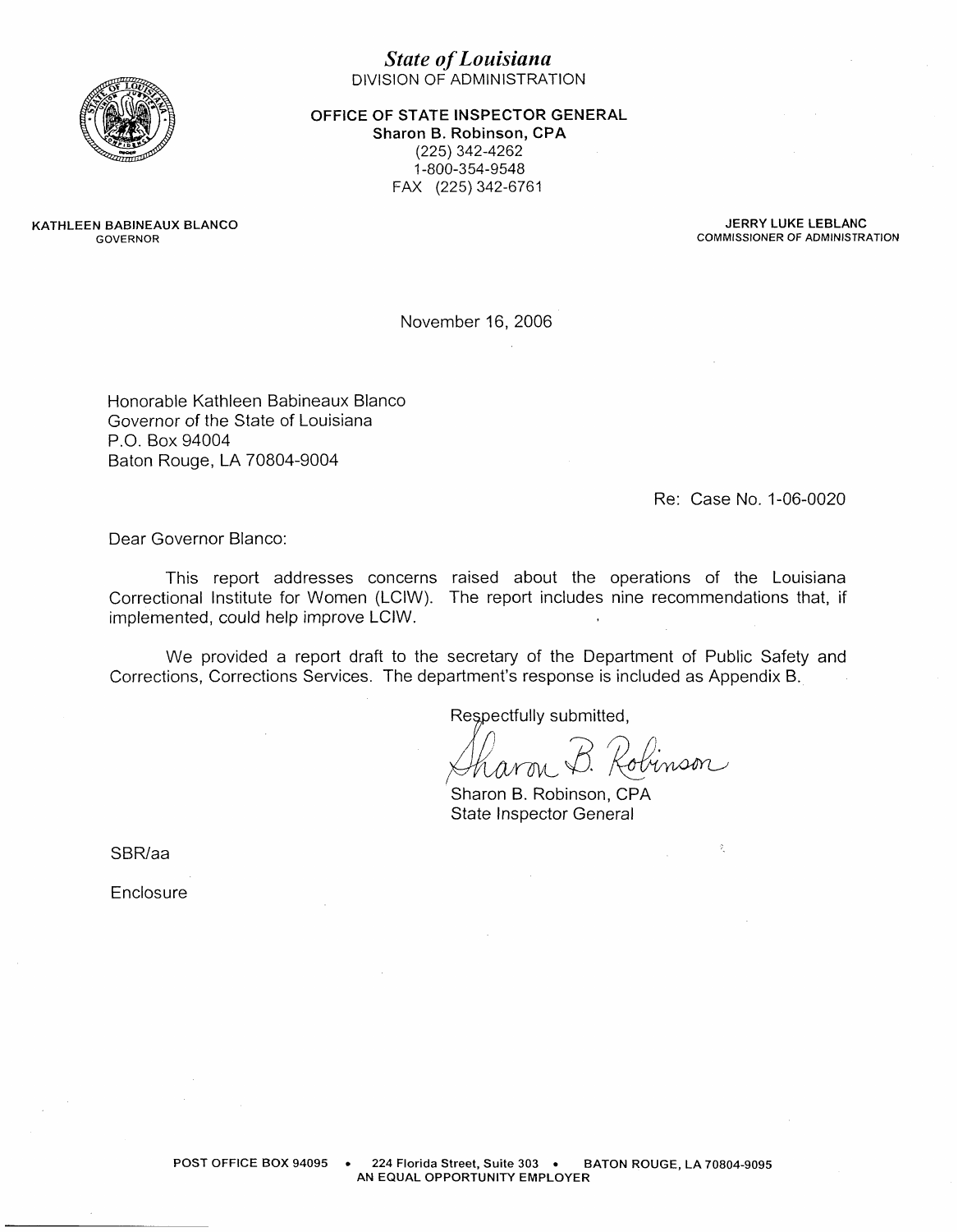# *State of Louisiana*

DIVISION OF ADMINISTRATION

**OFFICE OF STATE INSPECTOR GENERAL**
**Sharon B. Robinson, CPA**
(225) 342-4262
1-800-354-9548
FAX (225) 342-6761

**KATHLEEN BABINEAUX BLANCO**
GOVERNOR

**JERRY LUKE LEBLANC**
COMMISSIONER OF ADMINISTRATION

November 16, 2006

Honorable Kathleen Babineaux Blanco
Governor of the State of Louisiana
P.O. Box 94004
Baton Rouge, LA 70804-9004

Re: Case No. 1-06-0020

Dear Governor Blanco:

This report addresses concerns raised about the operations of the Louisiana Correctional Institute for Women (LCIW). The report includes nine recommendations that, if implemented, could help improve LCIW.

We provided a report draft to the secretary of the Department of Public Safety and Corrections, Corrections Services. The department's response is included as Appendix B.

Respectfully submitted,

Sharon B. Robinson

Sharon B. Robinson, CPA
State Inspector General

SBR/aa

Enclosure

POST OFFICE BOX 94095 • 224 Florida Street, Suite 303 • BATON ROUGE, LA 70804-9095
AN EQUAL OPPORTUNITY EMPLOYER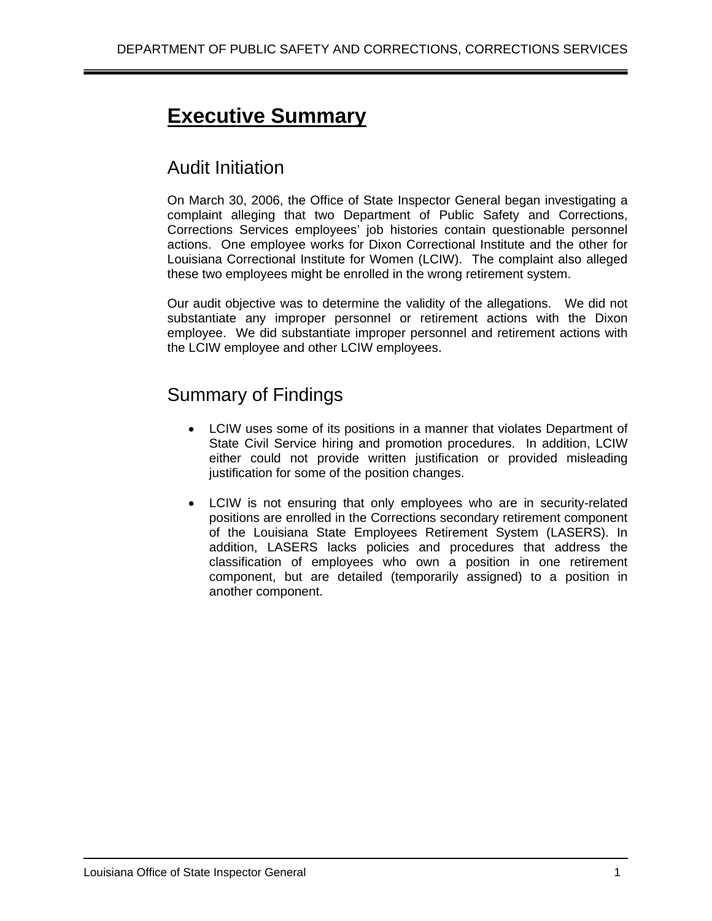# Executive Summary

## Audit Initiation

On March 30, 2006, the Office of State Inspector General began investigating a complaint alleging that two Department of Public Safety and Corrections, Corrections Services employees' job histories contain questionable personnel actions. One employee works for Dixon Correctional Institute and the other for Louisiana Correctional Institute for Women (LCIW). The complaint also alleged these two employees might be enrolled in the wrong retirement system.

Our audit objective was to determine the validity of the allegations. We did not substantiate any improper personnel or retirement actions with the Dixon employee. We did substantiate improper personnel and retirement actions with the LCIW employee and other LCIW employees.

## Summary of Findings

- LCIW uses some of its positions in a manner that violates Department of State Civil Service hiring and promotion procedures. In addition, LCIW either could not provide written justification or provided misleading justification for some of the position changes.

- LCIW is not ensuring that only employees who are in security-related positions are enrolled in the Corrections secondary retirement component of the Louisiana State Employees Retirement System (LASERS). In addition, LASERS lacks policies and procedures that address the classification of employees who own a position in one retirement component, but are detailed (temporarily assigned) to a position in another component.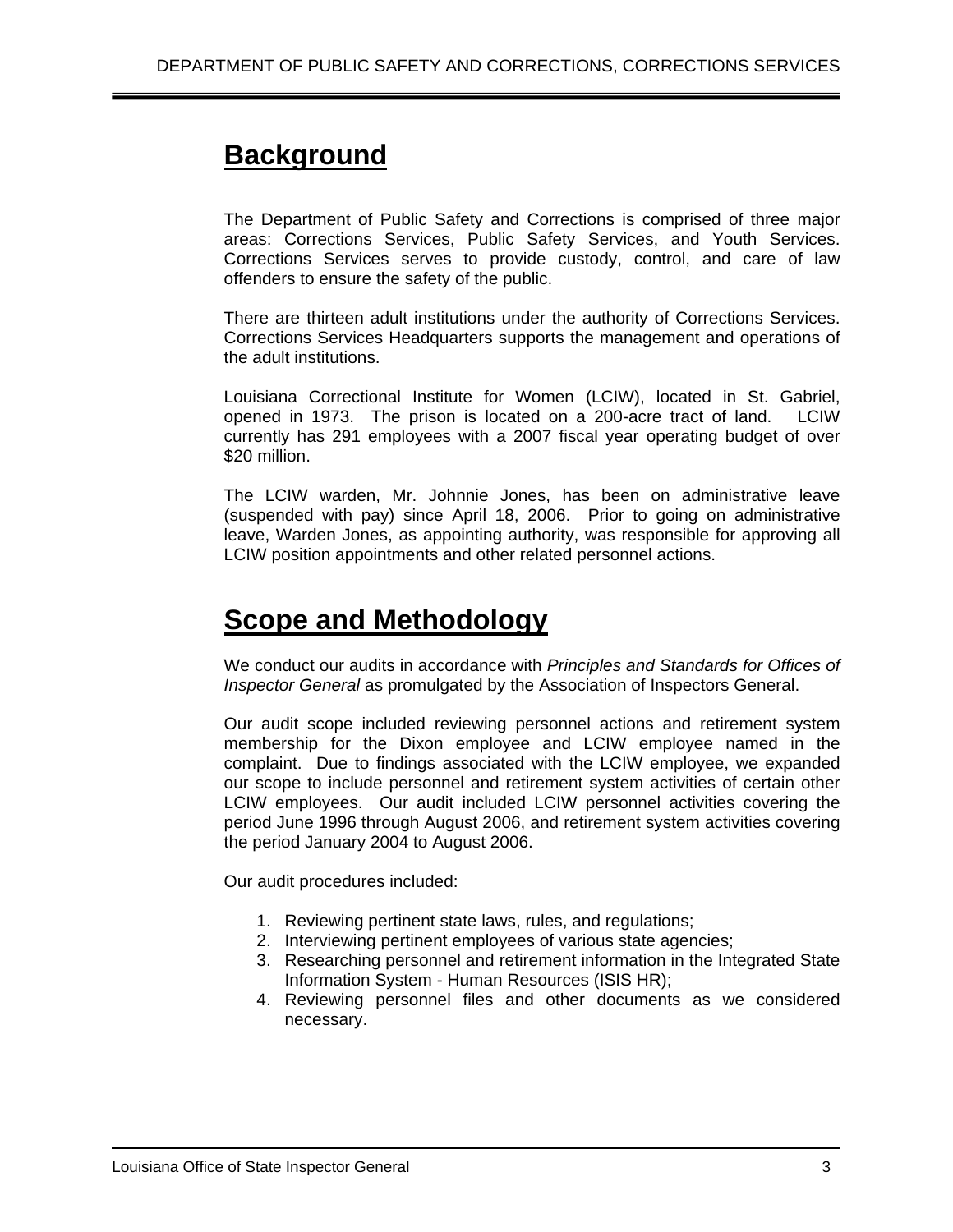## Background

The Department of Public Safety and Corrections is comprised of three major areas: Corrections Services, Public Safety Services, and Youth Services. Corrections Services serves to provide custody, control, and care of law offenders to ensure the safety of the public.

There are thirteen adult institutions under the authority of Corrections Services. Corrections Services Headquarters supports the management and operations of the adult institutions.

Louisiana Correctional Institute for Women (LCIW), located in St. Gabriel, opened in 1973. The prison is located on a 200-acre tract of land. LCIW currently has 291 employees with a 2007 fiscal year operating budget of over $20 million.

The LCIW warden, Mr. Johnnie Jones, has been on administrative leave (suspended with pay) since April 18, 2006. Prior to going on administrative leave, Warden Jones, as appointing authority, was responsible for approving all LCIW position appointments and other related personnel actions.

## Scope and Methodology

We conduct our audits in accordance with *Principles and Standards for Offices of Inspector General* as promulgated by the Association of Inspectors General.

Our audit scope included reviewing personnel actions and retirement system membership for the Dixon employee and LCIW employee named in the complaint. Due to findings associated with the LCIW employee, we expanded our scope to include personnel and retirement system activities of certain other LCIW employees. Our audit included LCIW personnel activities covering the period June 1996 through August 2006, and retirement system activities covering the period January 2004 to August 2006.

Our audit procedures included:

1. Reviewing pertinent state laws, rules, and regulations;
2. Interviewing pertinent employees of various state agencies;
3. Researching personnel and retirement information in the Integrated State Information System - Human Resources (ISIS HR);
4. Reviewing personnel files and other documents as we considered necessary.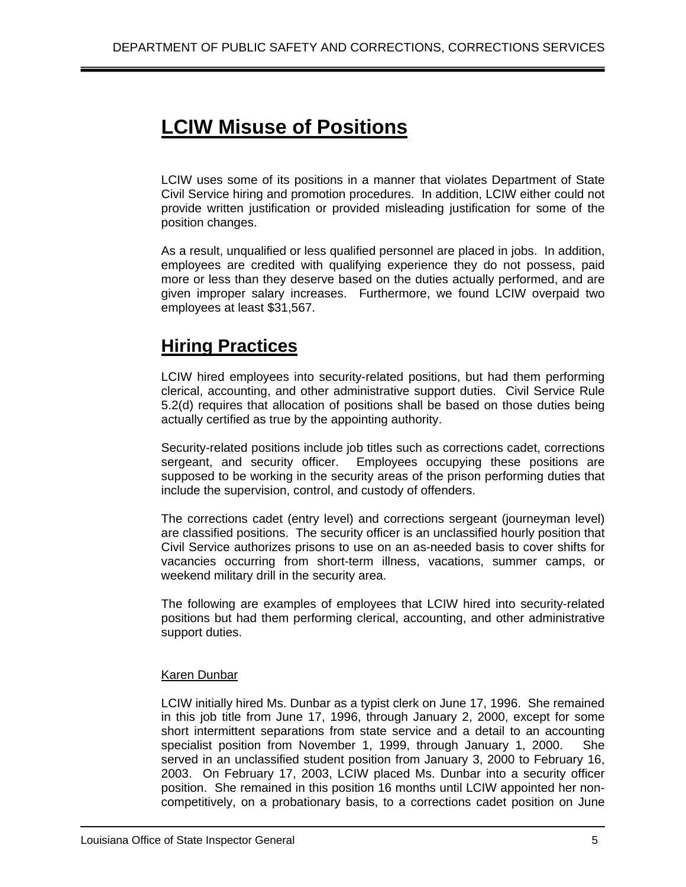# LCIW Misuse of Positions

LCIW uses some of its positions in a manner that violates Department of State Civil Service hiring and promotion procedures. In addition, LCIW either could not provide written justification or provided misleading justification for some of the position changes.

As a result, unqualified or less qualified personnel are placed in jobs. In addition, employees are credited with qualifying experience they do not possess, paid more or less than they deserve based on the duties actually performed, and are given improper salary increases. Furthermore, we found LCIW overpaid two employees at least $31,567.

## Hiring Practices

LCIW hired employees into security-related positions, but had them performing clerical, accounting, and other administrative support duties. Civil Service Rule 5.2(d) requires that allocation of positions shall be based on those duties being actually certified as true by the appointing authority.

Security-related positions include job titles such as corrections cadet, corrections sergeant, and security officer. Employees occupying these positions are supposed to be working in the security areas of the prison performing duties that include the supervision, control, and custody of offenders.

The corrections cadet (entry level) and corrections sergeant (journeyman level) are classified positions. The security officer is an unclassified hourly position that Civil Service authorizes prisons to use on an as-needed basis to cover shifts for vacancies occurring from short-term illness, vacations, summer camps, or weekend military drill in the security area.

The following are examples of employees that LCIW hired into security-related positions but had them performing clerical, accounting, and other administrative support duties.

<u>Karen Dunbar</u>

LCIW initially hired Ms. Dunbar as a typist clerk on June 17, 1996. She remained in this job title from June 17, 1996, through January 2, 2000, except for some short intermittent separations from state service and a detail to an accounting specialist position from November 1, 1999, through January 1, 2000. She served in an unclassified student position from January 3, 2000 to February 16, 2003. On February 17, 2003, LCIW placed Ms. Dunbar into a security officer position. She remained in this position 16 months until LCIW appointed her non-competitively, on a probationary basis, to a corrections cadet position on June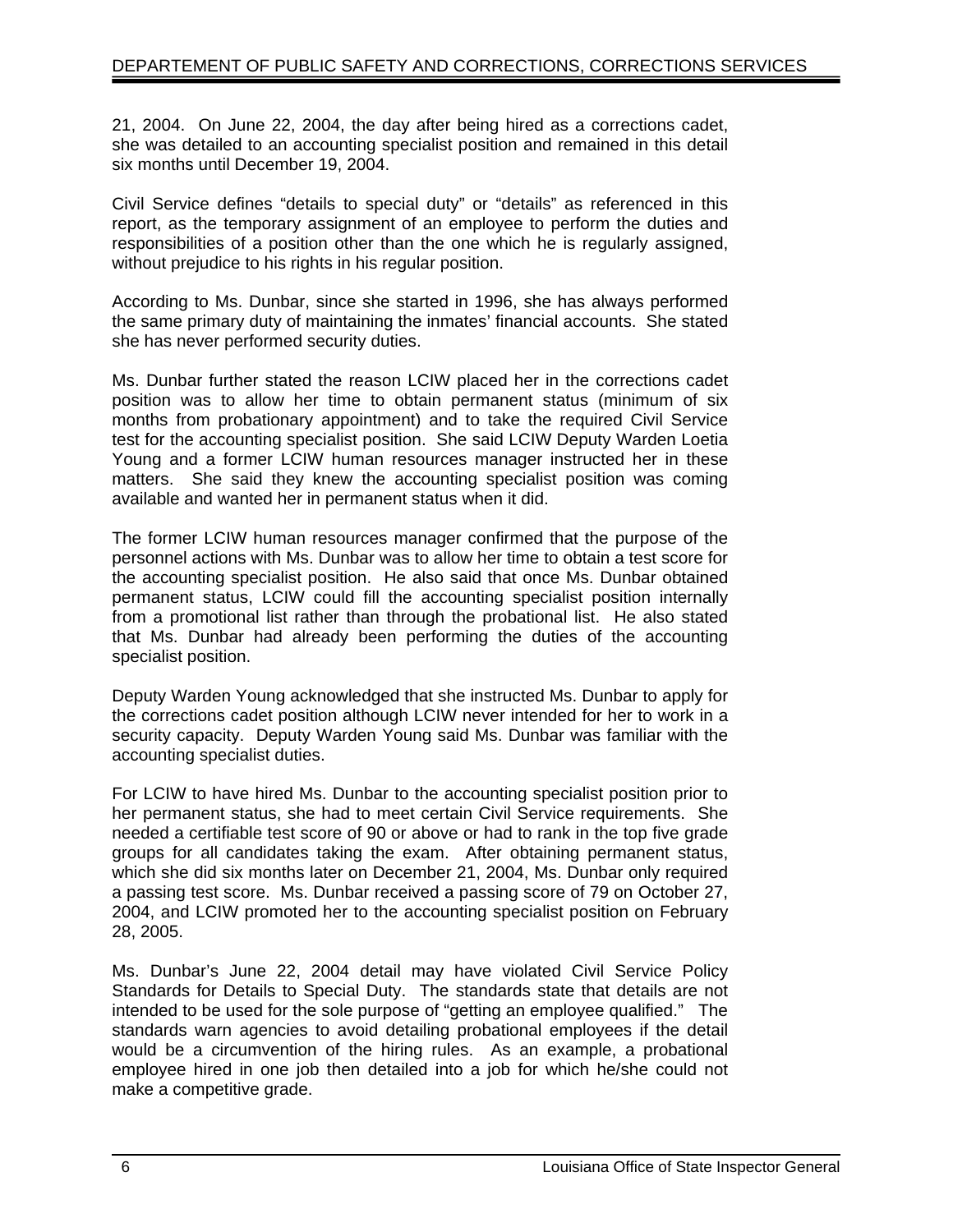21, 2004. On June 22, 2004, the day after being hired as a corrections cadet, she was detailed to an accounting specialist position and remained in this detail six months until December 19, 2004.

Civil Service defines "details to special duty" or "details" as referenced in this report, as the temporary assignment of an employee to perform the duties and responsibilities of a position other than the one which he is regularly assigned, without prejudice to his rights in his regular position.

According to Ms. Dunbar, since she started in 1996, she has always performed the same primary duty of maintaining the inmates' financial accounts. She stated she has never performed security duties.

Ms. Dunbar further stated the reason LCIW placed her in the corrections cadet position was to allow her time to obtain permanent status (minimum of six months from probationary appointment) and to take the required Civil Service test for the accounting specialist position. She said LCIW Deputy Warden Loetia Young and a former LCIW human resources manager instructed her in these matters. She said they knew the accounting specialist position was coming available and wanted her in permanent status when it did.

The former LCIW human resources manager confirmed that the purpose of the personnel actions with Ms. Dunbar was to allow her time to obtain a test score for the accounting specialist position. He also said that once Ms. Dunbar obtained permanent status, LCIW could fill the accounting specialist position internally from a promotional list rather than through the probational list. He also stated that Ms. Dunbar had already been performing the duties of the accounting specialist position.

Deputy Warden Young acknowledged that she instructed Ms. Dunbar to apply for the corrections cadet position although LCIW never intended for her to work in a security capacity. Deputy Warden Young said Ms. Dunbar was familiar with the accounting specialist duties.

For LCIW to have hired Ms. Dunbar to the accounting specialist position prior to her permanent status, she had to meet certain Civil Service requirements. She needed a certifiable test score of 90 or above or had to rank in the top five grade groups for all candidates taking the exam. After obtaining permanent status, which she did six months later on December 21, 2004, Ms. Dunbar only required a passing test score. Ms. Dunbar received a passing score of 79 on October 27, 2004, and LCIW promoted her to the accounting specialist position on February 28, 2005.

Ms. Dunbar's June 22, 2004 detail may have violated Civil Service Policy Standards for Details to Special Duty. The standards state that details are not intended to be used for the sole purpose of "getting an employee qualified." The standards warn agencies to avoid detailing probational employees if the detail would be a circumvention of the hiring rules. As an example, a probational employee hired in one job then detailed into a job for which he/she could not make a competitive grade.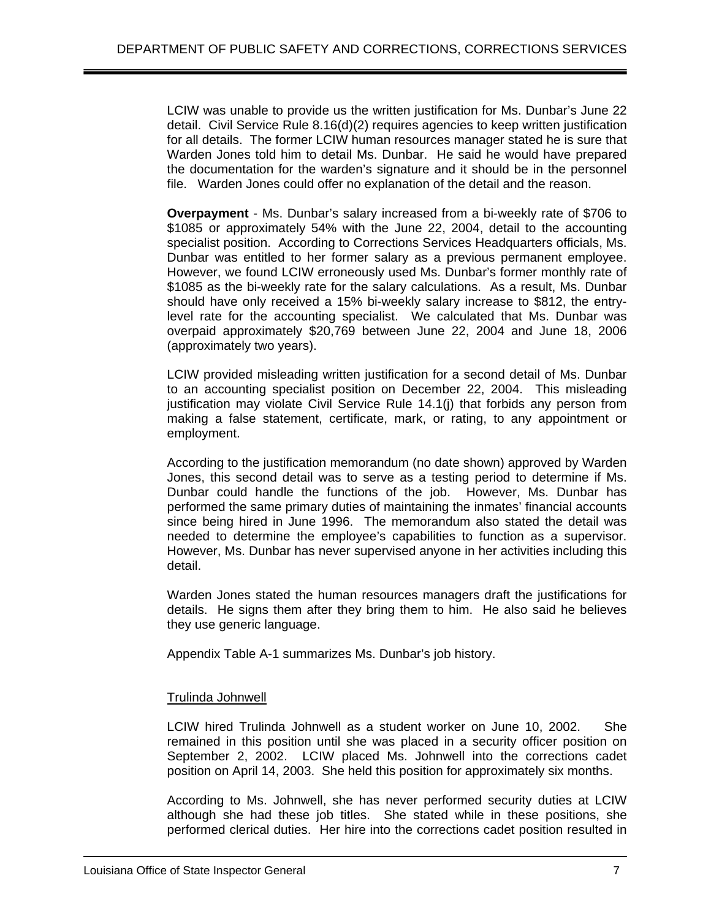LCIW was unable to provide us the written justification for Ms. Dunbar's June 22 detail. Civil Service Rule 8.16(d)(2) requires agencies to keep written justification for all details. The former LCIW human resources manager stated he is sure that Warden Jones told him to detail Ms. Dunbar. He said he would have prepared the documentation for the warden's signature and it should be in the personnel file. Warden Jones could offer no explanation of the detail and the reason.

**Overpayment** - Ms. Dunbar's salary increased from a bi-weekly rate of $706 to $1085 or approximately 54% with the June 22, 2004, detail to the accounting specialist position. According to Corrections Services Headquarters officials, Ms. Dunbar was entitled to her former salary as a previous permanent employee. However, we found LCIW erroneously used Ms. Dunbar's former monthly rate of $1085 as the bi-weekly rate for the salary calculations. As a result, Ms. Dunbar should have only received a 15% bi-weekly salary increase to $812, the entry-level rate for the accounting specialist. We calculated that Ms. Dunbar was overpaid approximately $20,769 between June 22, 2004 and June 18, 2006 (approximately two years).

LCIW provided misleading written justification for a second detail of Ms. Dunbar to an accounting specialist position on December 22, 2004. This misleading justification may violate Civil Service Rule 14.1(j) that forbids any person from making a false statement, certificate, mark, or rating, to any appointment or employment.

According to the justification memorandum (no date shown) approved by Warden Jones, this second detail was to serve as a testing period to determine if Ms. Dunbar could handle the functions of the job. However, Ms. Dunbar has performed the same primary duties of maintaining the inmates' financial accounts since being hired in June 1996. The memorandum also stated the detail was needed to determine the employee's capabilities to function as a supervisor. However, Ms. Dunbar has never supervised anyone in her activities including this detail.

Warden Jones stated the human resources managers draft the justifications for details. He signs them after they bring them to him. He also said he believes they use generic language.

Appendix Table A-1 summarizes Ms. Dunbar's job history.

Trulinda Johnwell

LCIW hired Trulinda Johnwell as a student worker on June 10, 2002. She remained in this position until she was placed in a security officer position on September 2, 2002. LCIW placed Ms. Johnwell into the corrections cadet position on April 14, 2003. She held this position for approximately six months.

According to Ms. Johnwell, she has never performed security duties at LCIW although she had these job titles. She stated while in these positions, she performed clerical duties. Her hire into the corrections cadet position resulted in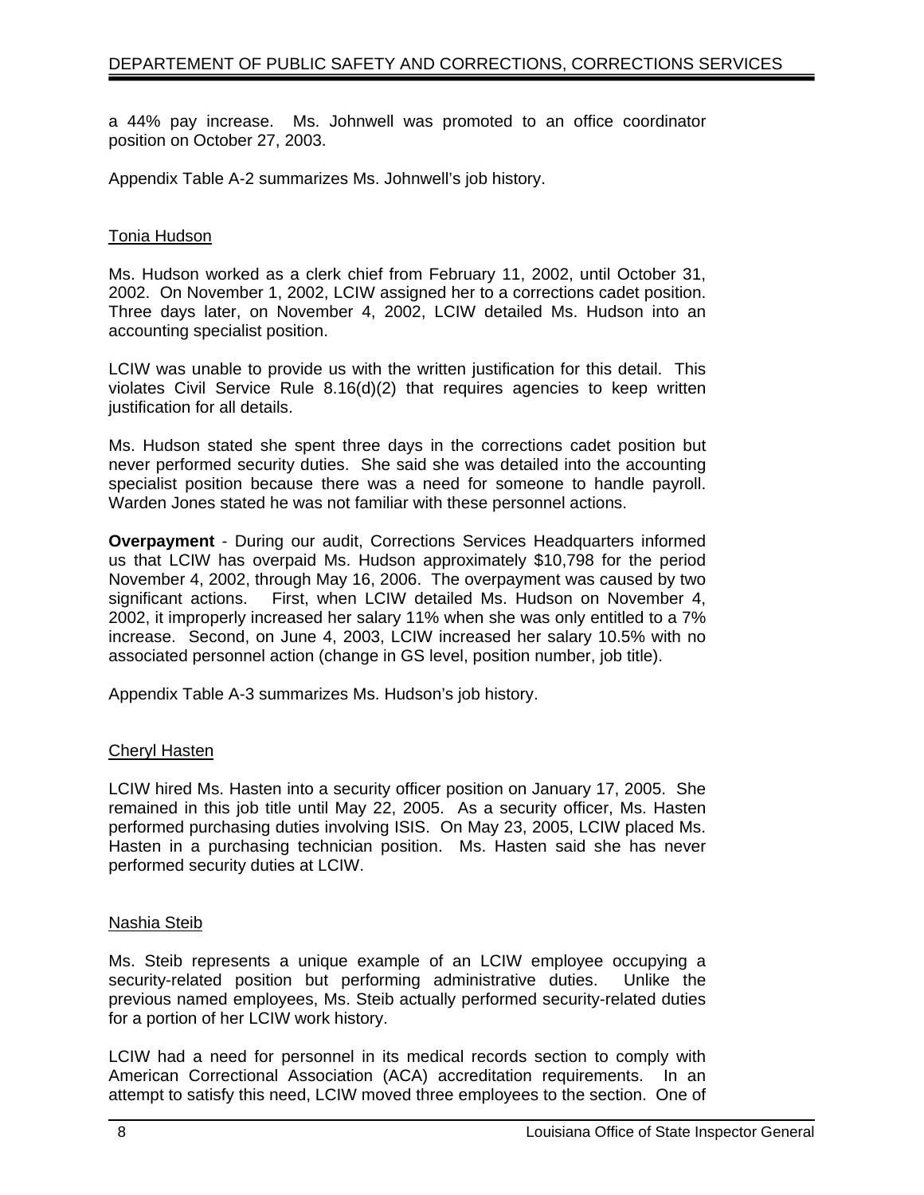a 44% pay increase. Ms. Johnwell was promoted to an office coordinator position on October 27, 2003.

Appendix Table A-2 summarizes Ms. Johnwell's job history.

Tonia Hudson

Ms. Hudson worked as a clerk chief from February 11, 2002, until October 31, 2002. On November 1, 2002, LCIW assigned her to a corrections cadet position. Three days later, on November 4, 2002, LCIW detailed Ms. Hudson into an accounting specialist position.

LCIW was unable to provide us with the written justification for this detail. This violates Civil Service Rule 8.16(d)(2) that requires agencies to keep written justification for all details.

Ms. Hudson stated she spent three days in the corrections cadet position but never performed security duties. She said she was detailed into the accounting specialist position because there was a need for someone to handle payroll. Warden Jones stated he was not familiar with these personnel actions.

**Overpayment** - During our audit, Corrections Services Headquarters informed us that LCIW has overpaid Ms. Hudson approximately $10,798 for the period November 4, 2002, through May 16, 2006. The overpayment was caused by two significant actions. First, when LCIW detailed Ms. Hudson on November 4, 2002, it improperly increased her salary 11% when she was only entitled to a 7% increase. Second, on June 4, 2003, LCIW increased her salary 10.5% with no associated personnel action (change in GS level, position number, job title).

Appendix Table A-3 summarizes Ms. Hudson's job history.

Cheryl Hasten

LCIW hired Ms. Hasten into a security officer position on January 17, 2005. She remained in this job title until May 22, 2005. As a security officer, Ms. Hasten performed purchasing duties involving ISIS. On May 23, 2005, LCIW placed Ms. Hasten in a purchasing technician position. Ms. Hasten said she has never performed security duties at LCIW.

Nashia Steib

Ms. Steib represents a unique example of an LCIW employee occupying a security-related position but performing administrative duties. Unlike the previous named employees, Ms. Steib actually performed security-related duties for a portion of her LCIW work history.

LCIW had a need for personnel in its medical records section to comply with American Correctional Association (ACA) accreditation requirements. In an attempt to satisfy this need, LCIW moved three employees to the section. One of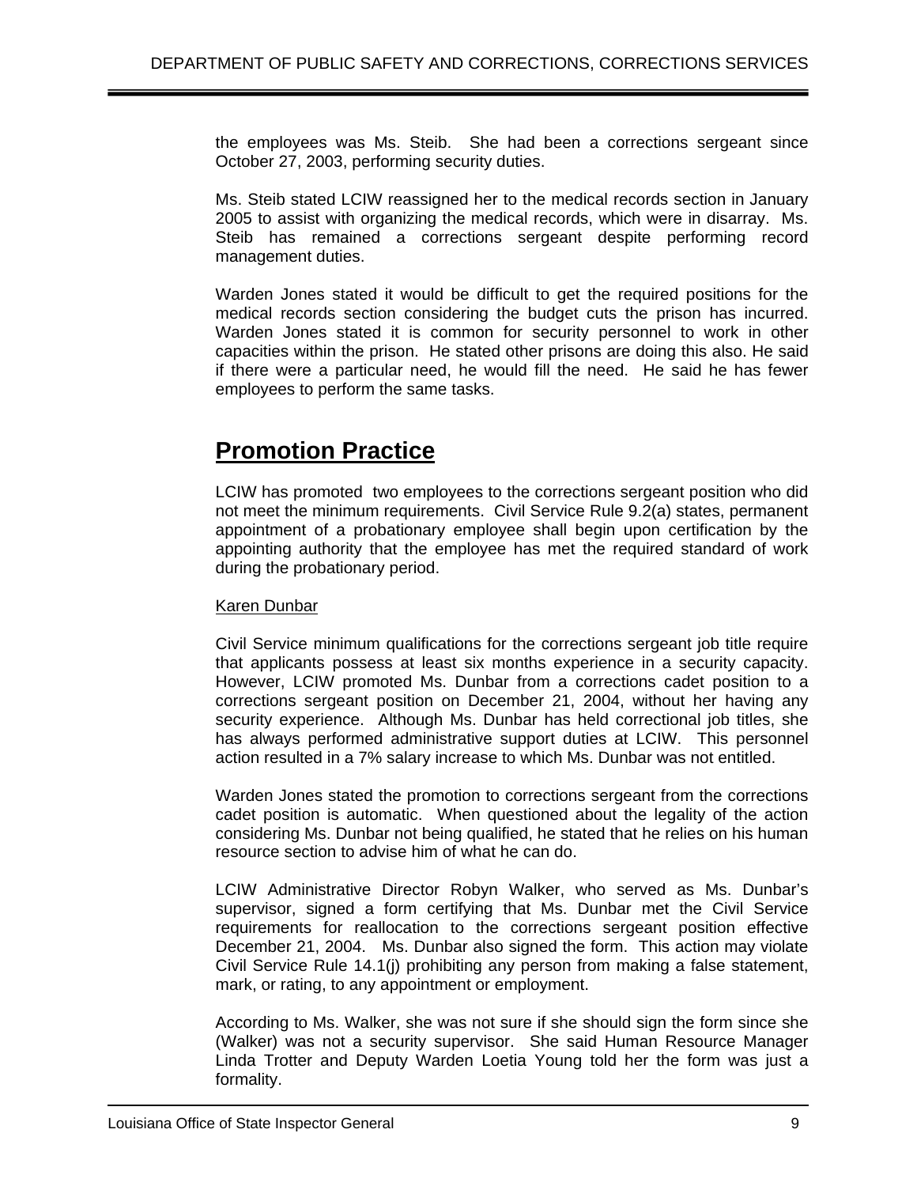the employees was Ms. Steib. She had been a corrections sergeant since October 27, 2003, performing security duties.

Ms. Steib stated LCIW reassigned her to the medical records section in January 2005 to assist with organizing the medical records, which were in disarray. Ms. Steib has remained a corrections sergeant despite performing record management duties.

Warden Jones stated it would be difficult to get the required positions for the medical records section considering the budget cuts the prison has incurred. Warden Jones stated it is common for security personnel to work in other capacities within the prison. He stated other prisons are doing this also. He said if there were a particular need, he would fill the need. He said he has fewer employees to perform the same tasks.

## **Promotion Practice**

LCIW has promoted two employees to the corrections sergeant position who did not meet the minimum requirements. Civil Service Rule 9.2(a) states, permanent appointment of a probationary employee shall begin upon certification by the appointing authority that the employee has met the required standard of work during the probationary period.

<u>Karen Dunbar</u>

Civil Service minimum qualifications for the corrections sergeant job title require that applicants possess at least six months experience in a security capacity. However, LCIW promoted Ms. Dunbar from a corrections cadet position to a corrections sergeant position on December 21, 2004, without her having any security experience. Although Ms. Dunbar has held correctional job titles, she has always performed administrative support duties at LCIW. This personnel action resulted in a 7% salary increase to which Ms. Dunbar was not entitled.

Warden Jones stated the promotion to corrections sergeant from the corrections cadet position is automatic. When questioned about the legality of the action considering Ms. Dunbar not being qualified, he stated that he relies on his human resource section to advise him of what he can do.

LCIW Administrative Director Robyn Walker, who served as Ms. Dunbar's supervisor, signed a form certifying that Ms. Dunbar met the Civil Service requirements for reallocation to the corrections sergeant position effective December 21, 2004. Ms. Dunbar also signed the form. This action may violate Civil Service Rule 14.1(j) prohibiting any person from making a false statement, mark, or rating, to any appointment or employment.

According to Ms. Walker, she was not sure if she should sign the form since she (Walker) was not a security supervisor. She said Human Resource Manager Linda Trotter and Deputy Warden Loetia Young told her the form was just a formality.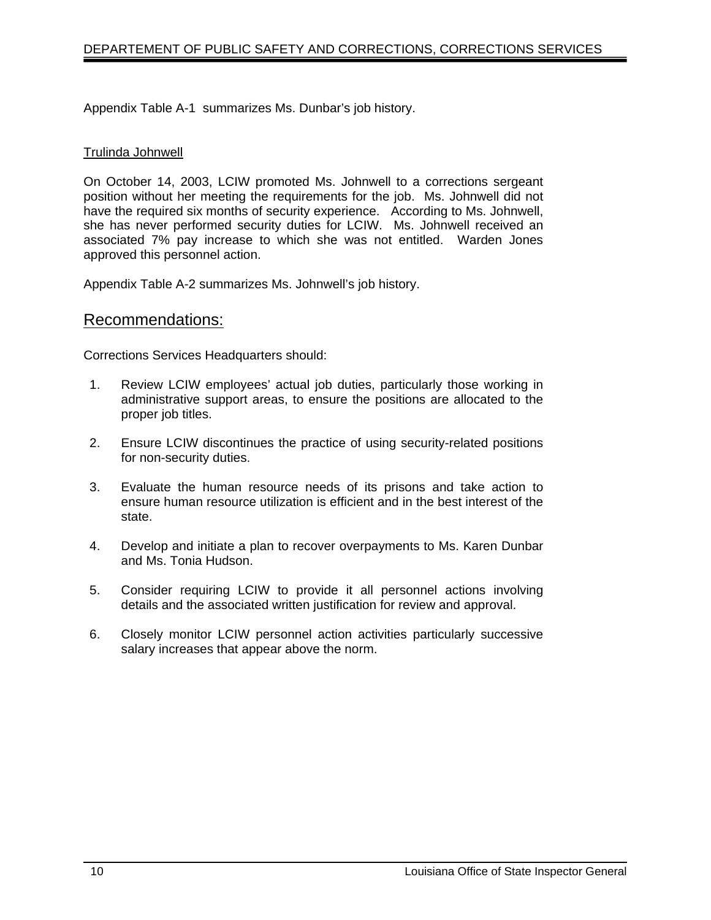Appendix Table A-1 summarizes Ms. Dunbar's job history.

Trulinda Johnwell

On October 14, 2003, LCIW promoted Ms. Johnwell to a corrections sergeant position without her meeting the requirements for the job. Ms. Johnwell did not have the required six months of security experience. According to Ms. Johnwell, she has never performed security duties for LCIW. Ms. Johnwell received an associated 7% pay increase to which she was not entitled. Warden Jones approved this personnel action.

Appendix Table A-2 summarizes Ms. Johnwell's job history.

## Recommendations:

Corrections Services Headquarters should:

1. Review LCIW employees' actual job duties, particularly those working in administrative support areas, to ensure the positions are allocated to the proper job titles.
2. Ensure LCIW discontinues the practice of using security-related positions for non-security duties.
3. Evaluate the human resource needs of its prisons and take action to ensure human resource utilization is efficient and in the best interest of the state.
4. Develop and initiate a plan to recover overpayments to Ms. Karen Dunbar and Ms. Tonia Hudson.
5. Consider requiring LCIW to provide it all personnel actions involving details and the associated written justification for review and approval.
6. Closely monitor LCIW personnel action activities particularly successive salary increases that appear above the norm.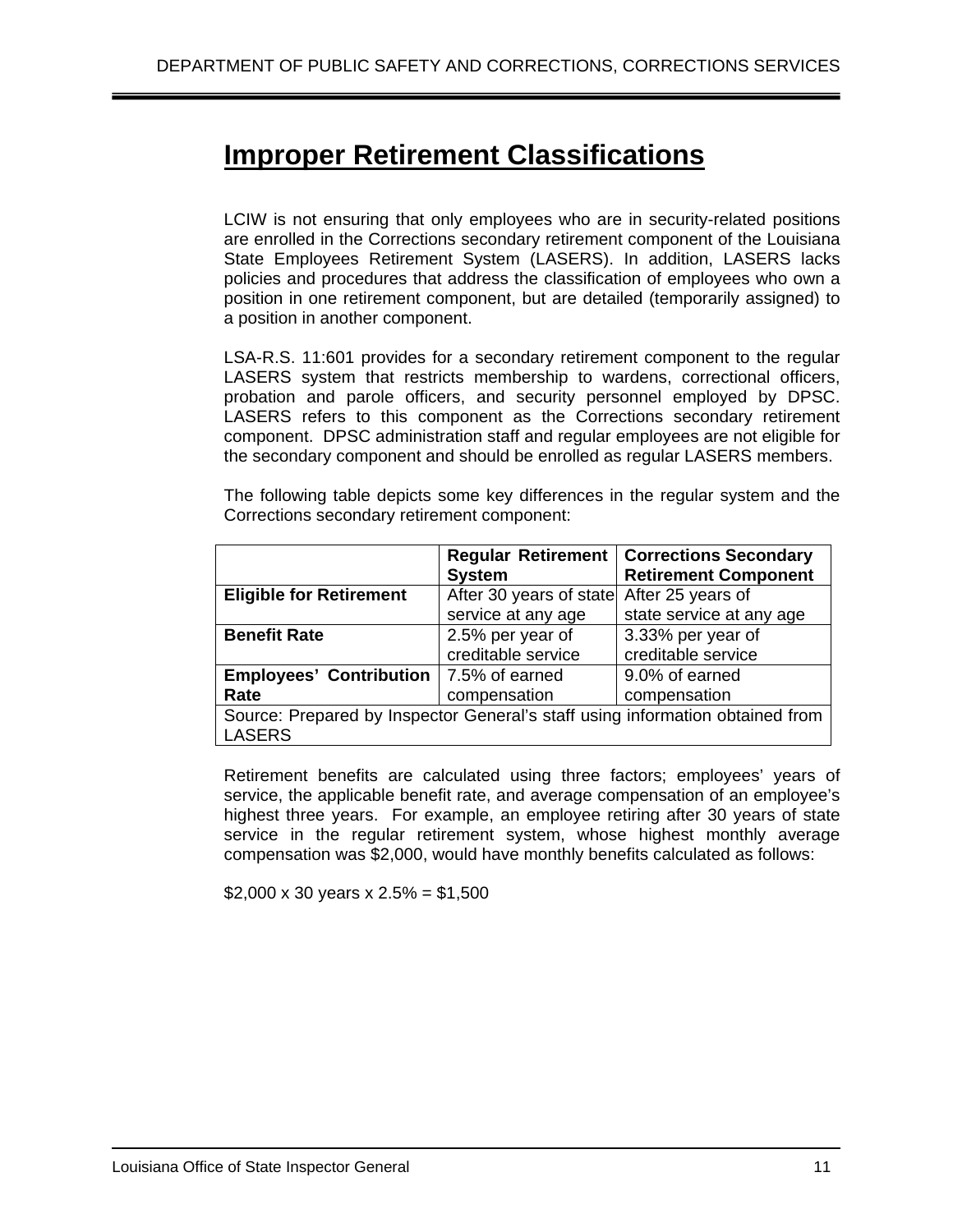# Improper Retirement Classifications

LCIW is not ensuring that only employees who are in security-related positions are enrolled in the Corrections secondary retirement component of the Louisiana State Employees Retirement System (LASERS). In addition, LASERS lacks policies and procedures that address the classification of employees who own a position in one retirement component, but are detailed (temporarily assigned) to a position in another component.

LSA-R.S. 11:601 provides for a secondary retirement component to the regular LASERS system that restricts membership to wardens, correctional officers, probation and parole officers, and security personnel employed by DPSC. LASERS refers to this component as the Corrections secondary retirement component. DPSC administration staff and regular employees are not eligible for the secondary component and should be enrolled as regular LASERS members.

The following table depicts some key differences in the regular system and the Corrections secondary retirement component:

| | **Regular Retirement System** | **Corrections Secondary Retirement Component** |
|---|---|---|
| **Eligible for Retirement** | After 30 years of state service at any age | After 25 years of state service at any age |
| **Benefit Rate** | 2.5% per year of creditable service | 3.33% per year of creditable service |
| **Employees' Contribution Rate** | 7.5% of earned compensation | 9.0% of earned compensation |
| Source: Prepared by Inspector General's staff using information obtained from LASERS | | |

Retirement benefits are calculated using three factors; employees' years of service, the applicable benefit rate, and average compensation of an employee's highest three years. For example, an employee retiring after 30 years of state service in the regular retirement system, whose highest monthly average compensation was $2,000, would have monthly benefits calculated as follows:

$2,000 x 30 years x 2.5% = $1,500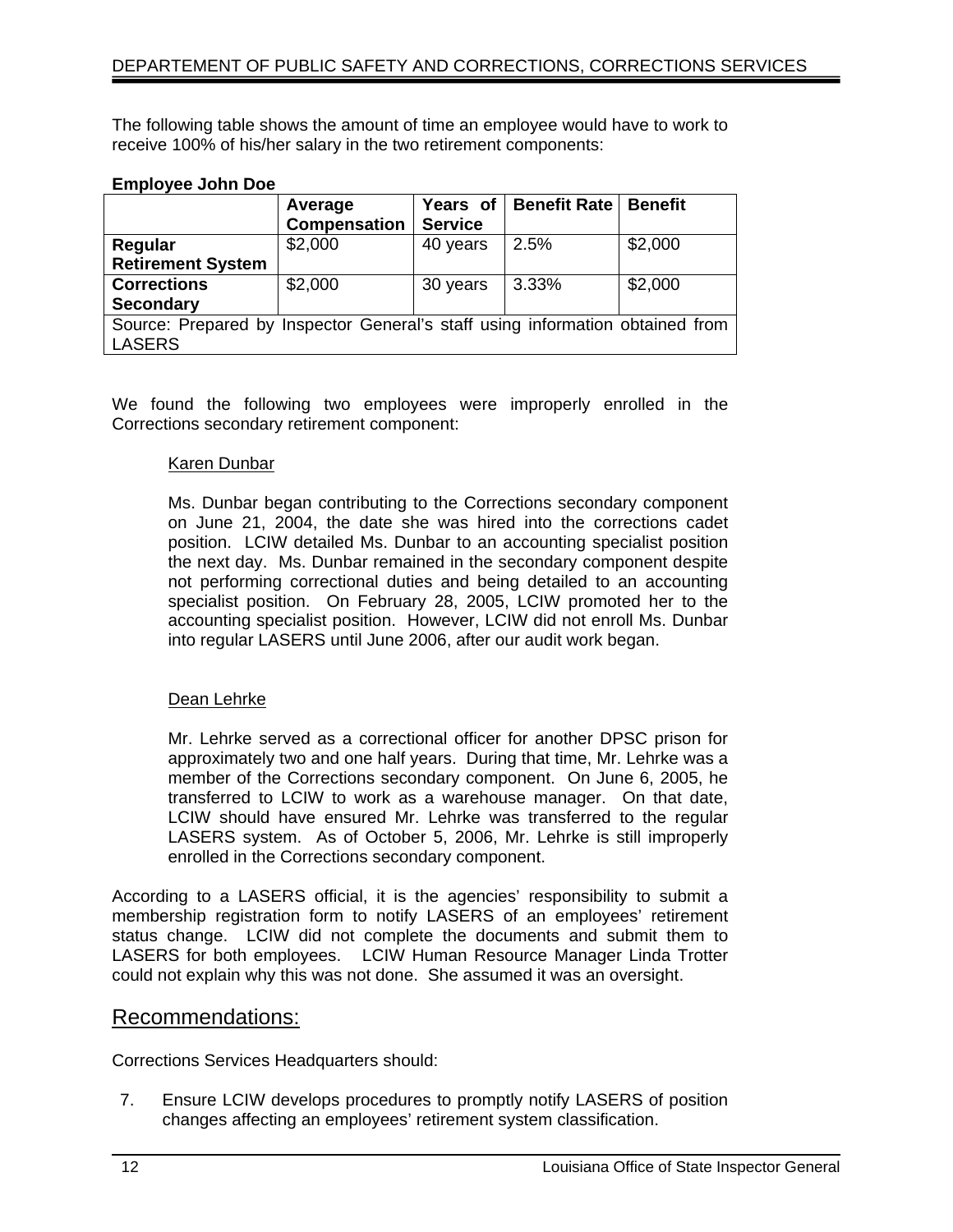The following table shows the amount of time an employee would have to work to receive 100% of his/her salary in the two retirement components:

**Employee John Doe**

| | Average Compensation | Years of Service | Benefit Rate | Benefit |
|---|---|---|---|---|
| **Regular Retirement System** | $2,000 | 40 years | 2.5% | $2,000 |
| **Corrections Secondary** | $2,000 | 30 years | 3.33% | $2,000 |
| Source: Prepared by Inspector General's staff using information obtained from LASERS | | | | |

We found the following two employees were improperly enrolled in the Corrections secondary retirement component:

Karen Dunbar

Ms. Dunbar began contributing to the Corrections secondary component on June 21, 2004, the date she was hired into the corrections cadet position. LCIW detailed Ms. Dunbar to an accounting specialist position the next day. Ms. Dunbar remained in the secondary component despite not performing correctional duties and being detailed to an accounting specialist position. On February 28, 2005, LCIW promoted her to the accounting specialist position. However, LCIW did not enroll Ms. Dunbar into regular LASERS until June 2006, after our audit work began.

Dean Lehrke

Mr. Lehrke served as a correctional officer for another DPSC prison for approximately two and one half years. During that time, Mr. Lehrke was a member of the Corrections secondary component. On June 6, 2005, he transferred to LCIW to work as a warehouse manager. On that date, LCIW should have ensured Mr. Lehrke was transferred to the regular LASERS system. As of October 5, 2006, Mr. Lehrke is still improperly enrolled in the Corrections secondary component.

According to a LASERS official, it is the agencies' responsibility to submit a membership registration form to notify LASERS of an employees' retirement status change. LCIW did not complete the documents and submit them to LASERS for both employees. LCIW Human Resource Manager Linda Trotter could not explain why this was not done. She assumed it was an oversight.

## Recommendations:

Corrections Services Headquarters should:

7. Ensure LCIW develops procedures to promptly notify LASERS of position changes affecting an employees' retirement system classification.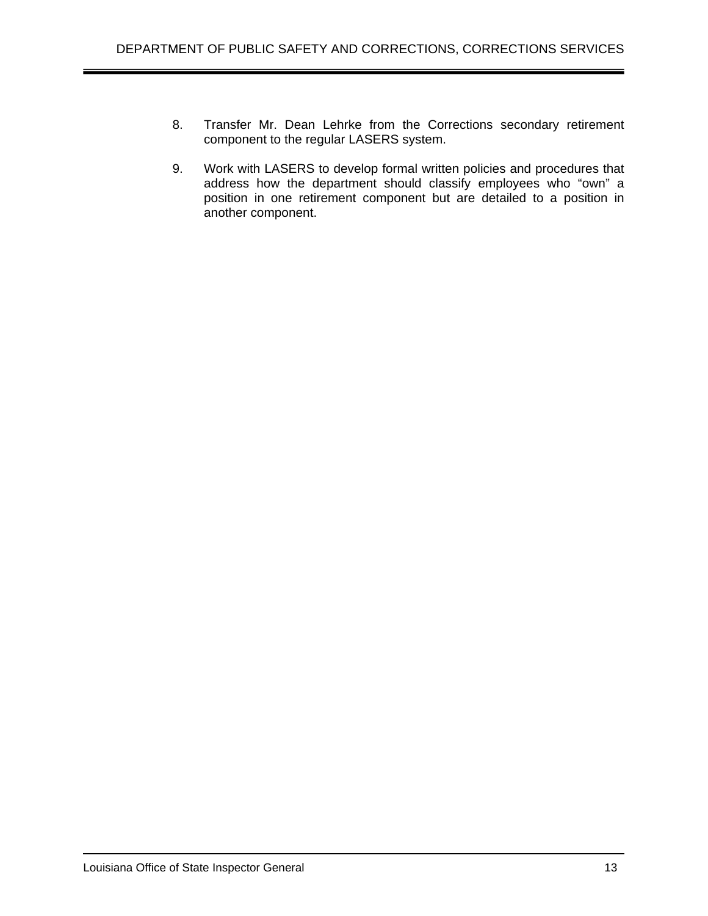8. Transfer Mr. Dean Lehrke from the Corrections secondary retirement component to the regular LASERS system.

9. Work with LASERS to develop formal written policies and procedures that address how the department should classify employees who “own” a position in one retirement component but are detailed to a position in another component.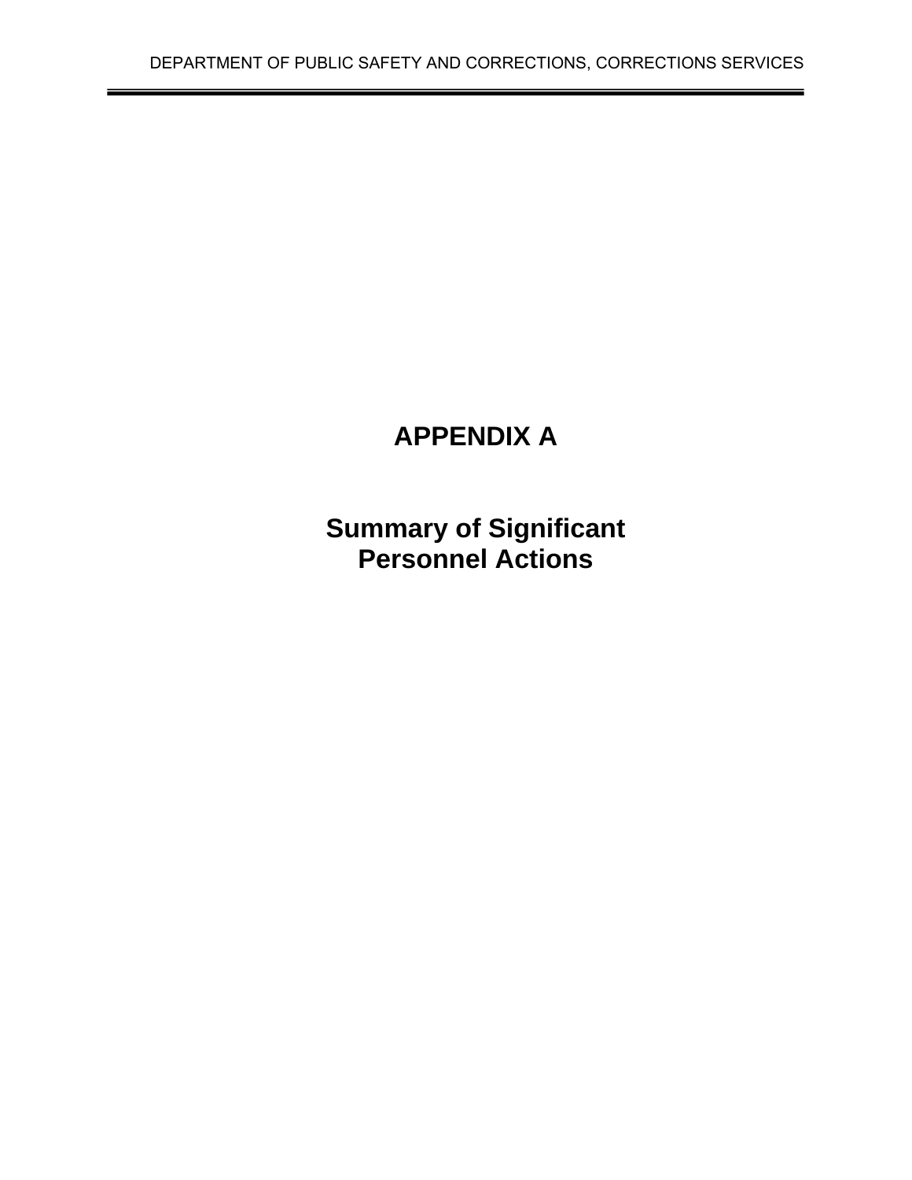# APPENDIX A

## Summary of Significant Personnel Actions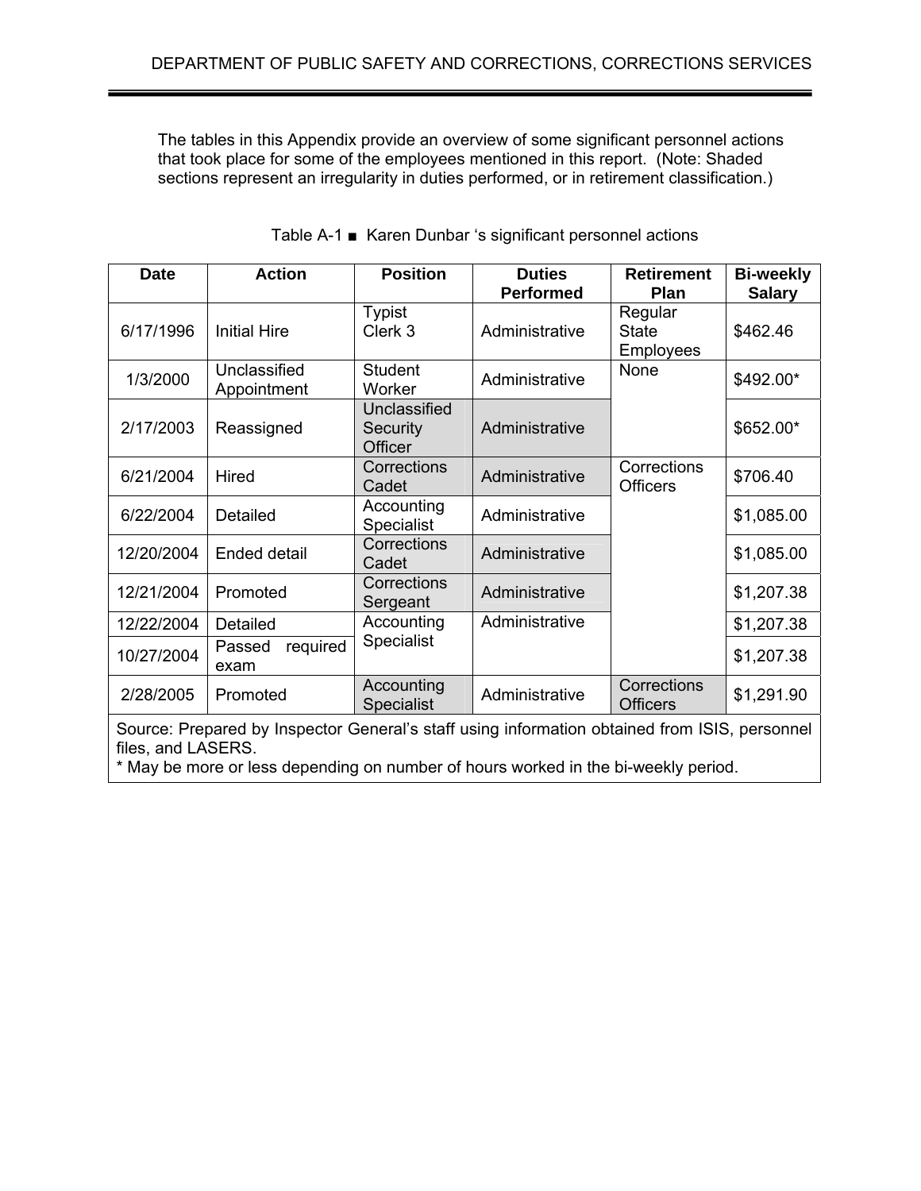The tables in this Appendix provide an overview of some significant personnel actions that took place for some of the employees mentioned in this report. (Note: Shaded sections represent an irregularity in duties performed, or in retirement classification.)

Table A-1 ■ Karen Dunbar 's significant personnel actions

| Date | Action | Position | Duties Performed | Retirement Plan | Bi-weekly Salary |
|---|---|---|---|---|---|
| 6/17/1996 | Initial Hire | Typist Clerk 3 | Administrative | Regular State Employees | $462.46 |
| 1/3/2000 | Unclassified Appointment | Student Worker | Administrative | None | $492.00* |
| 2/17/2003 | Reassigned | Unclassified Security Officer | Administrative | | $652.00* |
| 6/21/2004 | Hired | Corrections Cadet | Administrative | Corrections Officers | $706.40 |
| 6/22/2004 | Detailed | Accounting Specialist | Administrative | | $1,085.00 |
| 12/20/2004 | Ended detail | Corrections Cadet | Administrative | | $1,085.00 |
| 12/21/2004 | Promoted | Corrections Sergeant | Administrative | | $1,207.38 |
| 12/22/2004 | Detailed | Accounting Specialist | Administrative | | $1,207.38 |
| 10/27/2004 | Passed required exam | | | | $1,207.38 |
| 2/28/2005 | Promoted | Accounting Specialist | Administrative | Corrections Officers | $1,291.90 |

Source: Prepared by Inspector General's staff using information obtained from ISIS, personnel files, and LASERS.

* May be more or less depending on number of hours worked in the bi-weekly period.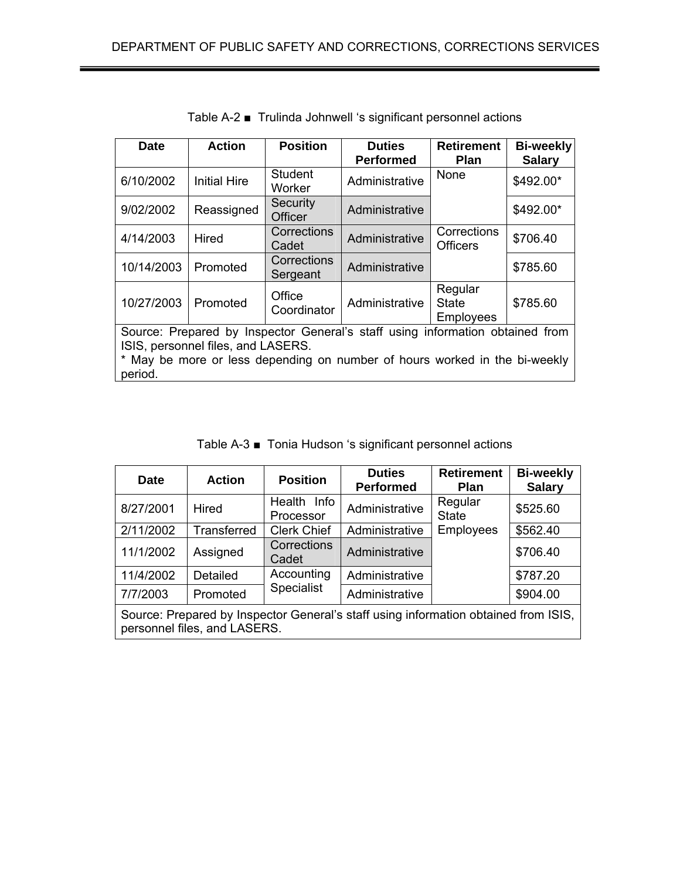Table A-2 ■ Trulinda Johnwell 's significant personnel actions

| Date | Action | Position | Duties Performed | Retirement Plan | Bi-weekly Salary |
|---|---|---|---|---|---|
| 6/10/2002 | Initial Hire | Student Worker | Administrative | None | $492.00* |
| 9/02/2002 | Reassigned | Security Officer | Administrative | | $492.00* |
| 4/14/2003 | Hired | Corrections Cadet | Administrative | Corrections Officers | $706.40 |
| 10/14/2003 | Promoted | Corrections Sergeant | Administrative | | $785.60 |
| 10/27/2003 | Promoted | Office Coordinator | Administrative | Regular State Employees | $785.60 |

Source: Prepared by Inspector General's staff using information obtained from ISIS, personnel files, and LASERS.
* May be more or less depending on number of hours worked in the bi-weekly period.

Table A-3 ■ Tonia Hudson 's significant personnel actions

| Date | Action | Position | Duties Performed | Retirement Plan | Bi-weekly Salary |
|---|---|---|---|---|---|
| 8/27/2001 | Hired | Health Info Processor | Administrative | Regular State Employees | $525.60 |
| 2/11/2002 | Transferred | Clerk Chief | Administrative | | $562.40 |
| 11/1/2002 | Assigned | Corrections Cadet | Administrative | | $706.40 |
| 11/4/2002 | Detailed | Accounting Specialist | Administrative | | $787.20 |
| 7/7/2003 | Promoted | | Administrative | | $904.00 |

Source: Prepared by Inspector General's staff using information obtained from ISIS, personnel files, and LASERS.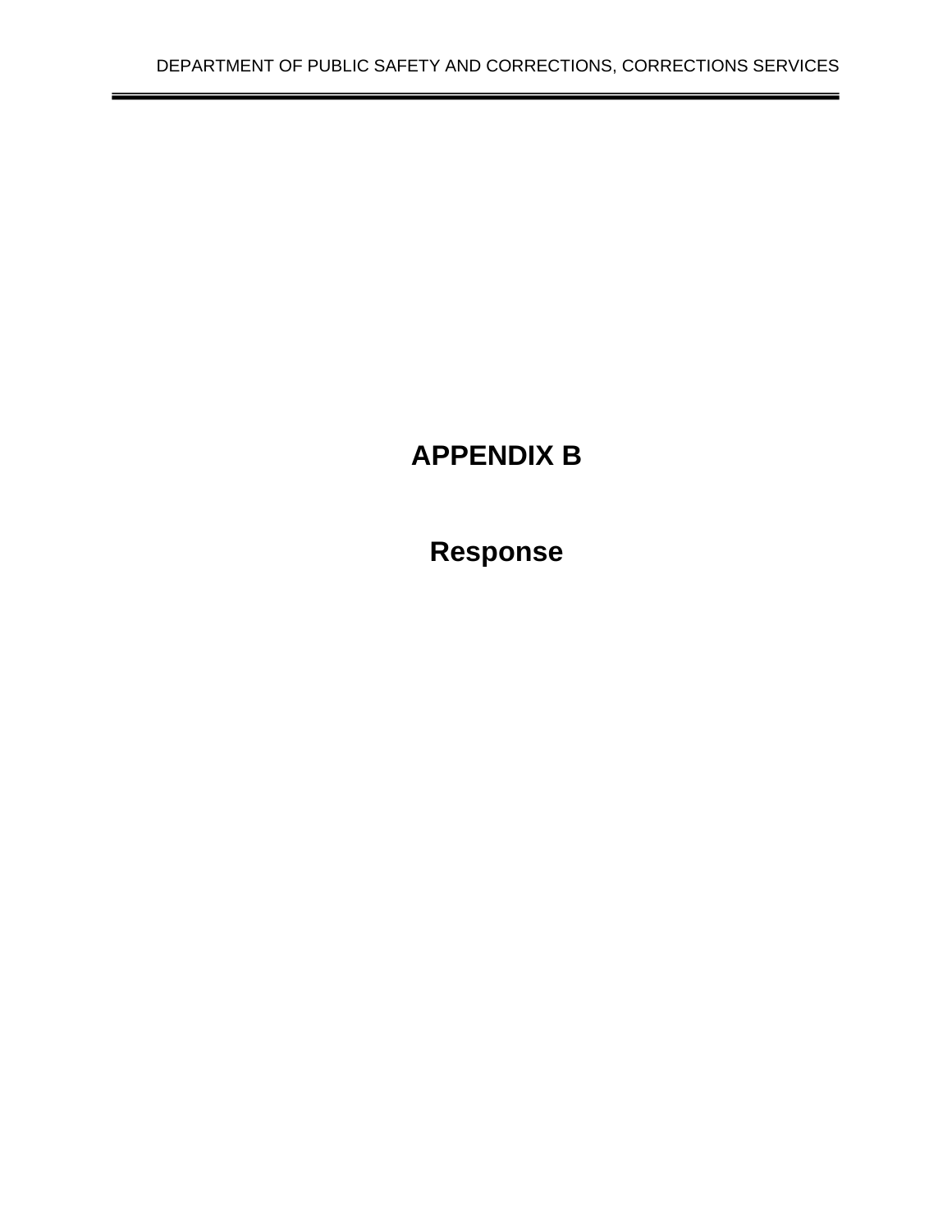# APPENDIX B

# Response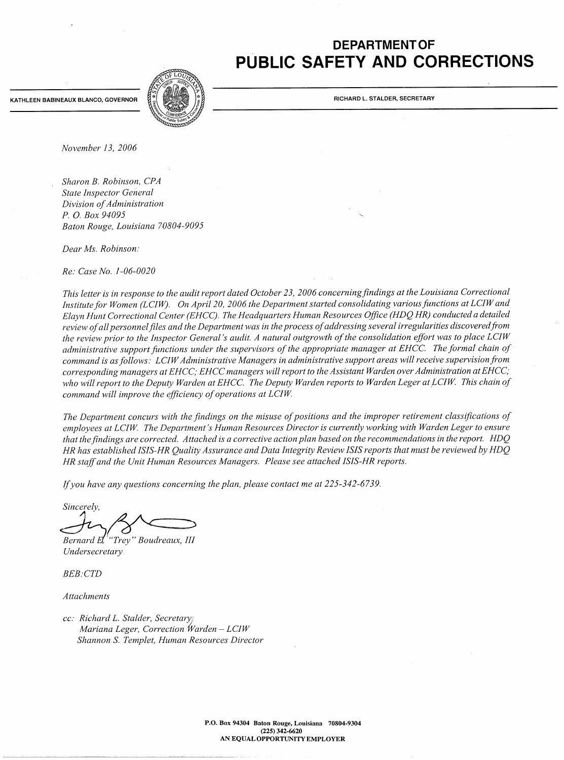# DEPARTMENT OF PUBLIC SAFETY AND CORRECTIONS

KATHLEEN BABINEAUX BLANCO, GOVERNOR

RICHARD L. STALDER, SECRETARY

*November 13, 2006*

*Sharon B. Robinson, CPA*
*State Inspector General*
*Division of Administration*
*P. O. Box 94095*
*Baton Rouge, Louisiana 70804-9095*

*Dear Ms. Robinson:*

*Re: Case No. 1-06-0020*

*This letter is in response to the audit report dated October 23, 2006 concerning findings at the Louisiana Correctional Institute for Women (LCIW). On April 20, 2006 the Department started consolidating various functions at LCIW and Elayn Hunt Correctional Center (EHCC). The Headquarters Human Resources Office (HDQ HR) conducted a detailed review of all personnel files and the Department was in the process of addressing several irregularities discovered from the review prior to the Inspector General's audit. A natural outgrowth of the consolidation effort was to place LCIW administrative support functions under the supervisors of the appropriate manager at EHCC. The formal chain of command is as follows: LCIW Administrative Managers in administrative support areas will receive supervision from corresponding managers at EHCC; EHCC managers will report to the Assistant Warden over Administration at EHCC; who will report to the Deputy Warden at EHCC. The Deputy Warden reports to Warden Leger at LCIW. This chain of command will improve the efficiency of operations at LCIW.*

*The Department concurs with the findings on the misuse of positions and the improper retirement classifications of employees at LCIW. The Department's Human Resources Director is currently working with Warden Leger to ensure that the findings are corrected. Attached is a corrective action plan based on the recommendations in the report. HDQ HR has established ISIS-HR Quality Assurance and Data Integrity Review ISIS reports that must be reviewed by HDQ HR staff and the Unit Human Resources Managers. Please see attached ISIS-HR reports.*

*If you have any questions concerning the plan, please contact me at 225-342-6739.*

*Sincerely,*

*Bernard E. "Trey" Boudreaux, III*
*Undersecretary*

*BEB:CTD*

*Attachments*

*cc: Richard L. Stalder, Secretary*
*Mariana Leger, Correction Warden – LCIW*
*Shannon S. Templet, Human Resources Director*

P.O. Box 94304 Baton Rouge, Louisiana 70804-9304
(225) 342-6620
AN EQUAL OPPORTUNITY EMPLOYER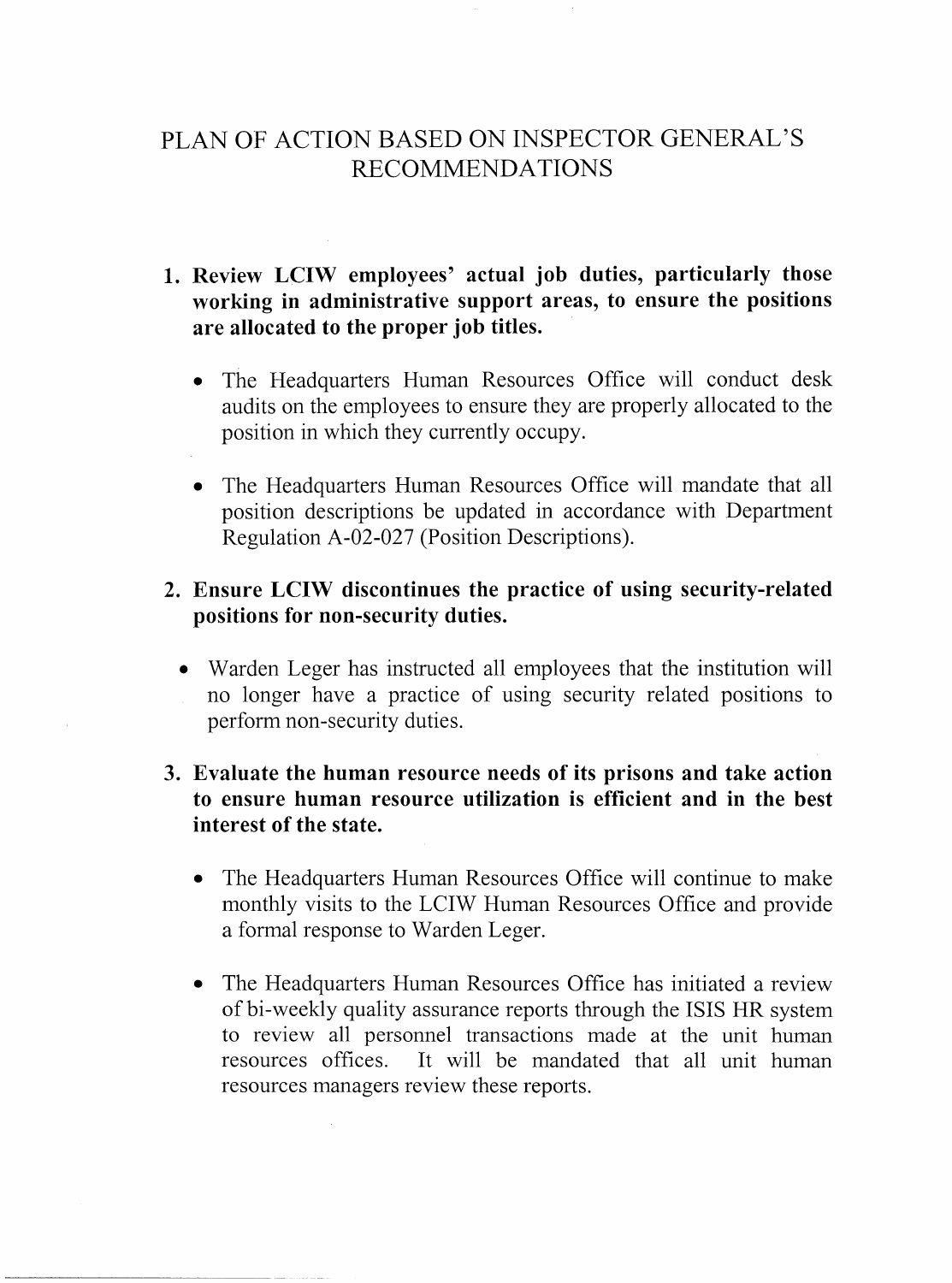# PLAN OF ACTION BASED ON INSPECTOR GENERAL'S RECOMMENDATIONS

1. **Review LCIW employees' actual job duties, particularly those working in administrative support areas, to ensure the positions are allocated to the proper job titles.**

   - The Headquarters Human Resources Office will conduct desk audits on the employees to ensure they are properly allocated to the position in which they currently occupy.

   - The Headquarters Human Resources Office will mandate that all position descriptions be updated in accordance with Department Regulation A-02-027 (Position Descriptions).

2. **Ensure LCIW discontinues the practice of using security-related positions for non-security duties.**

   - Warden Leger has instructed all employees that the institution will no longer have a practice of using security related positions to perform non-security duties.

3. **Evaluate the human resource needs of its prisons and take action to ensure human resource utilization is efficient and in the best interest of the state.**

   - The Headquarters Human Resources Office will continue to make monthly visits to the LCIW Human Resources Office and provide a formal response to Warden Leger.

   - The Headquarters Human Resources Office has initiated a review of bi-weekly quality assurance reports through the ISIS HR system to review all personnel transactions made at the unit human resources offices. It will be mandated that all unit human resources managers review these reports.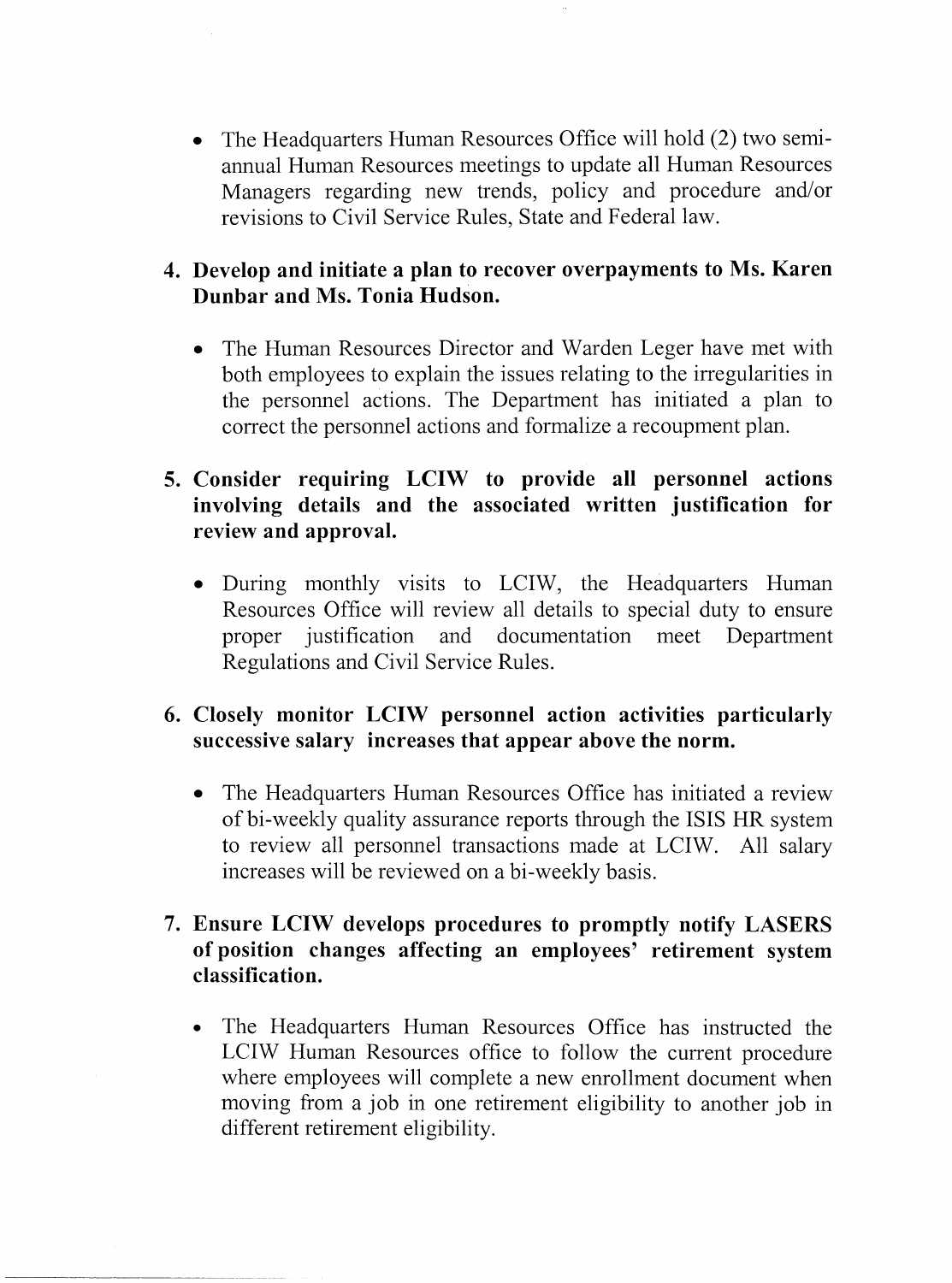- The Headquarters Human Resources Office will hold (2) two semi-annual Human Resources meetings to update all Human Resources Managers regarding new trends, policy and procedure and/or revisions to Civil Service Rules, State and Federal law.

4. **Develop and initiate a plan to recover overpayments to Ms. Karen Dunbar and Ms. Tonia Hudson.**

   - The Human Resources Director and Warden Leger have met with both employees to explain the issues relating to the irregularities in the personnel actions. The Department has initiated a plan to correct the personnel actions and formalize a recoupment plan.

5. **Consider requiring LCIW to provide all personnel actions involving details and the associated written justification for review and approval.**

   - During monthly visits to LCIW, the Headquarters Human Resources Office will review all details to special duty to ensure proper justification and documentation meet Department Regulations and Civil Service Rules.

6. **Closely monitor LCIW personnel action activities particularly successive salary increases that appear above the norm.**

   - The Headquarters Human Resources Office has initiated a review of bi-weekly quality assurance reports through the ISIS HR system to review all personnel transactions made at LCIW. All salary increases will be reviewed on a bi-weekly basis.

7. **Ensure LCIW develops procedures to promptly notify LASERS of position changes affecting an employees' retirement system classification.**

   - The Headquarters Human Resources Office has instructed the LCIW Human Resources office to follow the current procedure where employees will complete a new enrollment document when moving from a job in one retirement eligibility to another job in different retirement eligibility.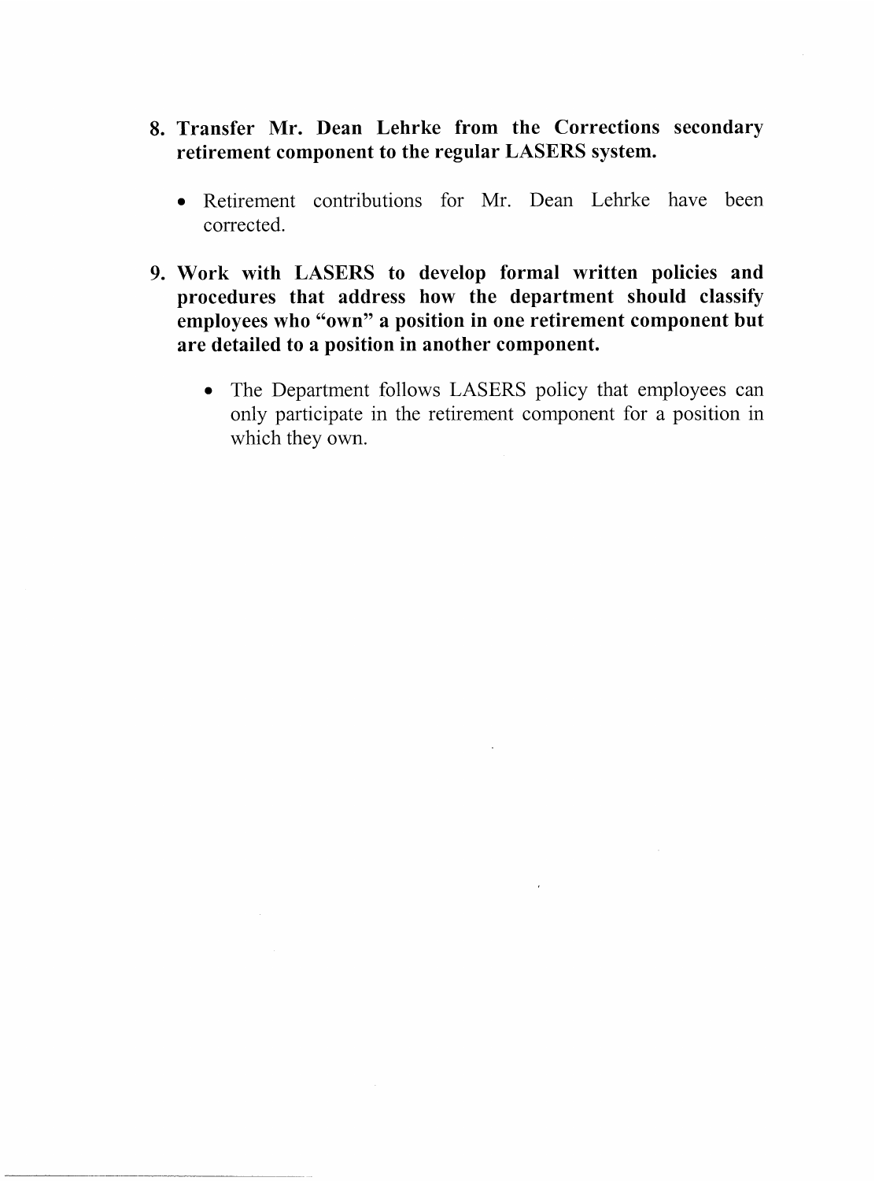8. **Transfer Mr. Dean Lehrke from the Corrections secondary retirement component to the regular LASERS system.**

    - Retirement contributions for Mr. Dean Lehrke have been corrected.

9. **Work with LASERS to develop formal written policies and procedures that address how the department should classify employees who "own" a position in one retirement component but are detailed to a position in another component.**

    - The Department follows LASERS policy that employees can only participate in the retirement component for a position in which they own.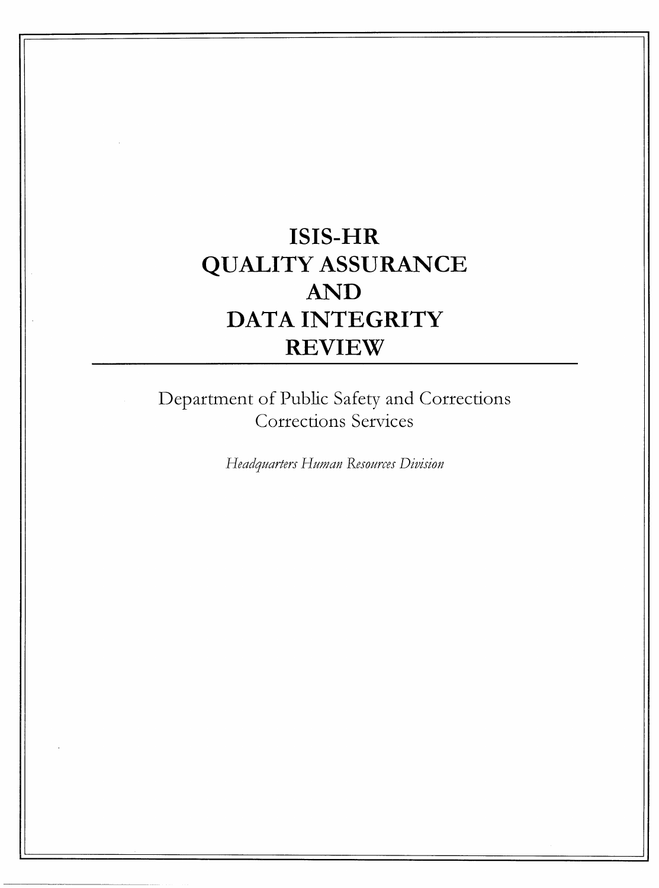# ISIS-HR QUALITY ASSURANCE AND DATA INTEGRITY REVIEW

Department of Public Safety and Corrections
Corrections Services

*Headquarters Human Resources Division*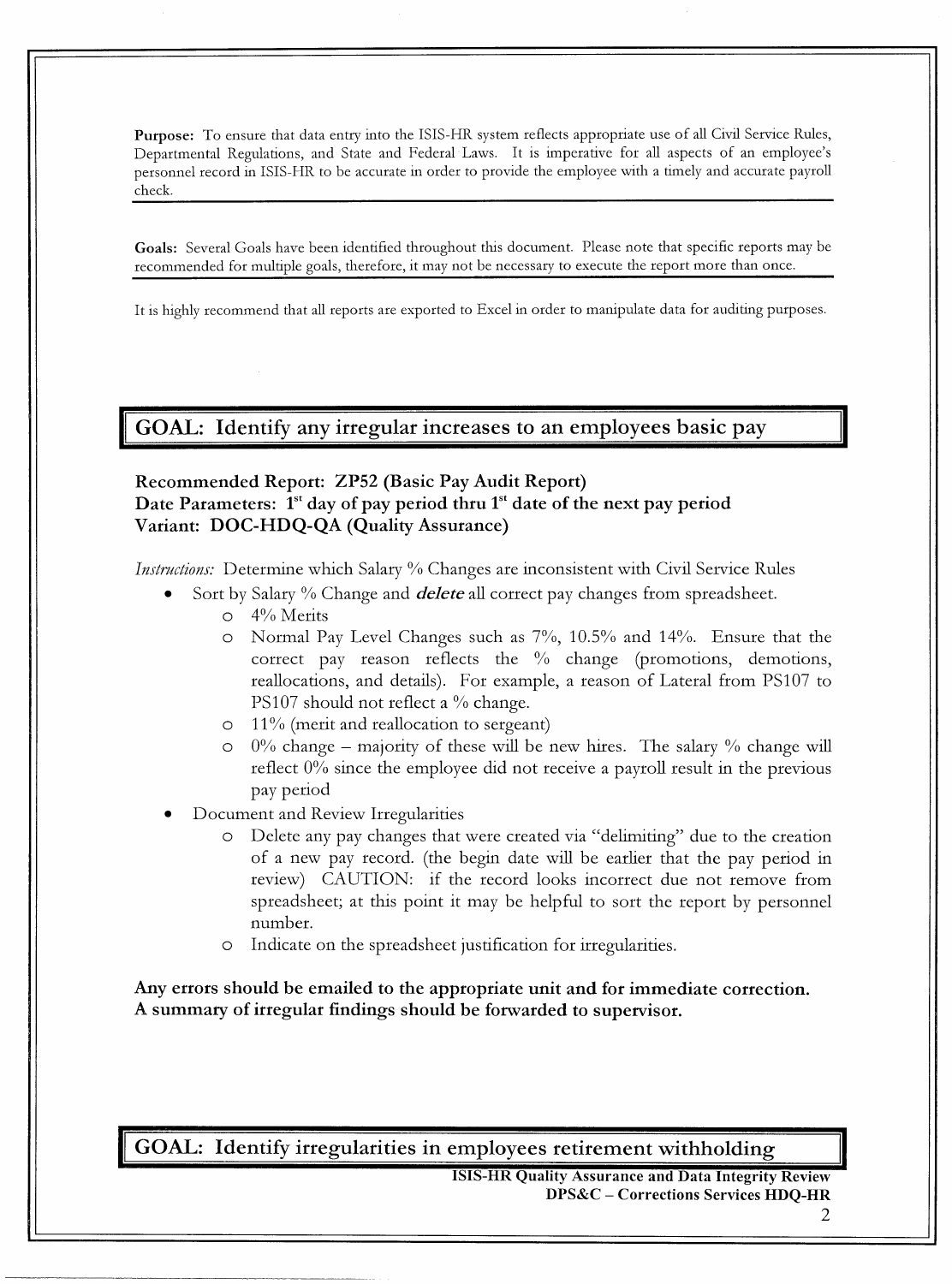**Purpose:** To ensure that data entry into the ISIS-HR system reflects appropriate use of all Civil Service Rules, Departmental Regulations, and State and Federal Laws. It is imperative for all aspects of an employee's personnel record in ISIS-HR to be accurate in order to provide the employee with a timely and accurate payroll check.

**Goals:** Several Goals have been identified throughout this document. Please note that specific reports may be recommended for multiple goals, therefore, it may not be necessary to execute the report more than once.

It is highly recommend that all reports are exported to Excel in order to manipulate data for auditing purposes.

## GOAL: Identify any irregular increases to an employees basic pay

**Recommended Report: ZP52 (Basic Pay Audit Report)**
**Date Parameters: 1st day of pay period thru 1st date of the next pay period**
**Variant: DOC-HDQ-QA (Quality Assurance)**

*Instructions:* Determine which Salary % Changes are inconsistent with Civil Service Rules

- Sort by Salary % Change and ***delete*** all correct pay changes from spreadsheet.
  - 4% Merits
  - Normal Pay Level Changes such as 7%, 10.5% and 14%. Ensure that the correct pay reason reflects the % change (promotions, demotions, reallocations, and details). For example, a reason of Lateral from PS107 to PS107 should not reflect a % change.
  - 11% (merit and reallocation to sergeant)
  - 0% change – majority of these will be new hires. The salary % change will reflect 0% since the employee did not receive a payroll result in the previous pay period
- Document and Review Irregularities
  - Delete any pay changes that were created via "delimiting" due to the creation of a new pay record. (the begin date will be earlier that the pay period in review) CAUTION: if the record looks incorrect due not remove from spreadsheet; at this point it may be helpful to sort the report by personnel number.
  - Indicate on the spreadsheet justification for irregularities.

**Any errors should be emailed to the appropriate unit and for immediate correction.**
**A summary of irregular findings should be forwarded to supervisor.**

## GOAL: Identify irregularities in employees retirement withholding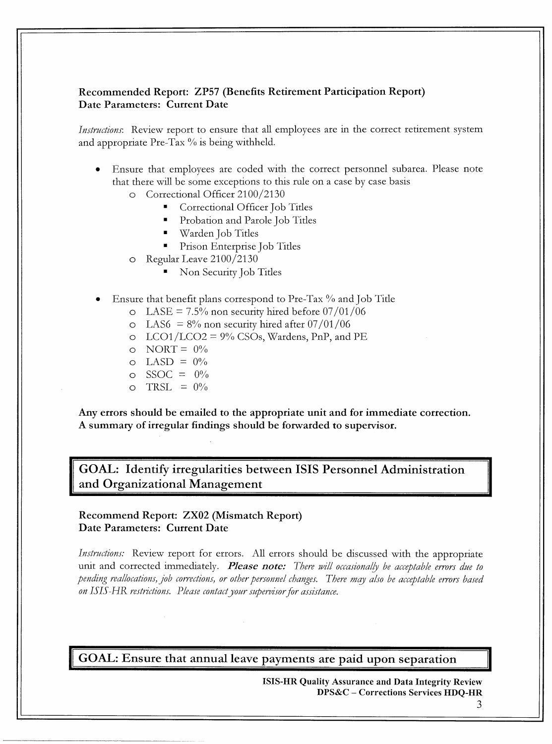**Recommended Report: ZP57 (Benefits Retirement Participation Report)**
**Date Parameters: Current Date**

*Instructions*: Review report to ensure that all employees are in the correct retirement system and appropriate Pre-Tax % is being withheld.

- Ensure that employees are coded with the correct personnel subarea. Please note that there will be some exceptions to this rule on a case by case basis
  - Correctional Officer 2100/2130
    - Correctional Officer Job Titles
    - Probation and Parole Job Titles
    - Warden Job Titles
    - Prison Enterprise Job Titles
  - Regular Leave 2100/2130
    - Non Security Job Titles

- Ensure that benefit plans correspond to Pre-Tax % and Job Title
  - LASE = 7.5% non security hired before 07/01/06
  - LAS6 = 8% non security hired after 07/01/06
  - LCO1/LCO2 = 9% CSOs, Wardens, PnP, and PE
  - NORT = 0%
  - LASD = 0%
  - SSOC = 0%
  - TRSL = 0%

**Any errors should be emailed to the appropriate unit and for immediate correction. A summary of irregular findings should be forwarded to supervisor.**

## GOAL: Identify irregularities between ISIS Personnel Administration and Organizational Management

**Recommend Report: ZX02 (Mismatch Report)**
**Date Parameters: Current Date**

*Instructions:* Review report for errors. All errors should be discussed with the appropriate unit and corrected immediately. ***Please note:*** *There will occasionally be acceptable errors due to pending reallocations, job corrections, or other personnel changes. There may also be acceptable errors based on ISIS-HR restrictions. Please contact your supervisor for assistance.*

## GOAL: Ensure that annual leave payments are paid upon separation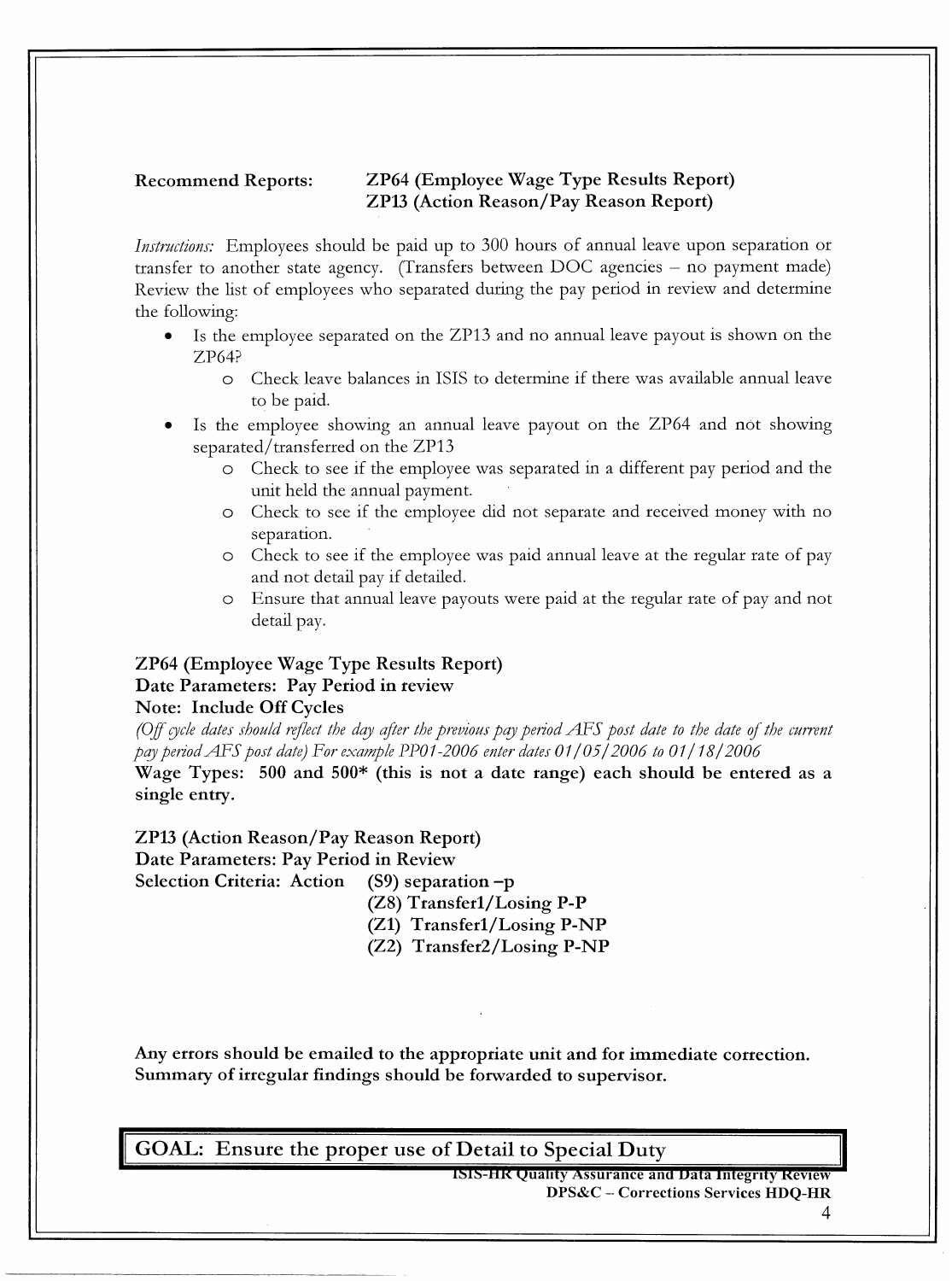**Recommend Reports:** **ZP64 (Employee Wage Type Results Report)**
**ZP13 (Action Reason/Pay Reason Report)**

*Instructions:* Employees should be paid up to 300 hours of annual leave upon separation or transfer to another state agency. (Transfers between DOC agencies – no payment made) Review the list of employees who separated during the pay period in review and determine the following:

- Is the employee separated on the ZP13 and no annual leave payout is shown on the ZP64?
  - Check leave balances in ISIS to determine if there was available annual leave to be paid.
- Is the employee showing an annual leave payout on the ZP64 and not showing separated/transferred on the ZP13
  - Check to see if the employee was separated in a different pay period and the unit held the annual payment.
  - Check to see if the employee did not separate and received money with no separation.
  - Check to see if the employee was paid annual leave at the regular rate of pay and not detail pay if detailed.
  - Ensure that annual leave payouts were paid at the regular rate of pay and not detail pay.

**ZP64 (Employee Wage Type Results Report)**
**Date Parameters: Pay Period in review**
**Note: Include Off Cycles**
*(Off cycle dates should reflect the day after the previous pay period AFS post date to the date of the current pay period AFS post date) For example PP01-2006 enter dates 01/05/2006 to 01/18/2006*
**Wage Types: 500 and 500* (this is not a date range) each should be entered as a single entry.**

**ZP13 (Action Reason/Pay Reason Report)**
**Date Parameters: Pay Period in Review**
**Selection Criteria: Action (S9) separation –p**
**(Z8) Transfer1/Losing P-P**
**(Z1) Transfer1/Losing P-NP**
**(Z2) Transfer2/Losing P-NP**

**Any errors should be emailed to the appropriate unit and for immediate correction. Summary of irregular findings should be forwarded to supervisor.**

## GOAL: Ensure the proper use of Detail to Special Duty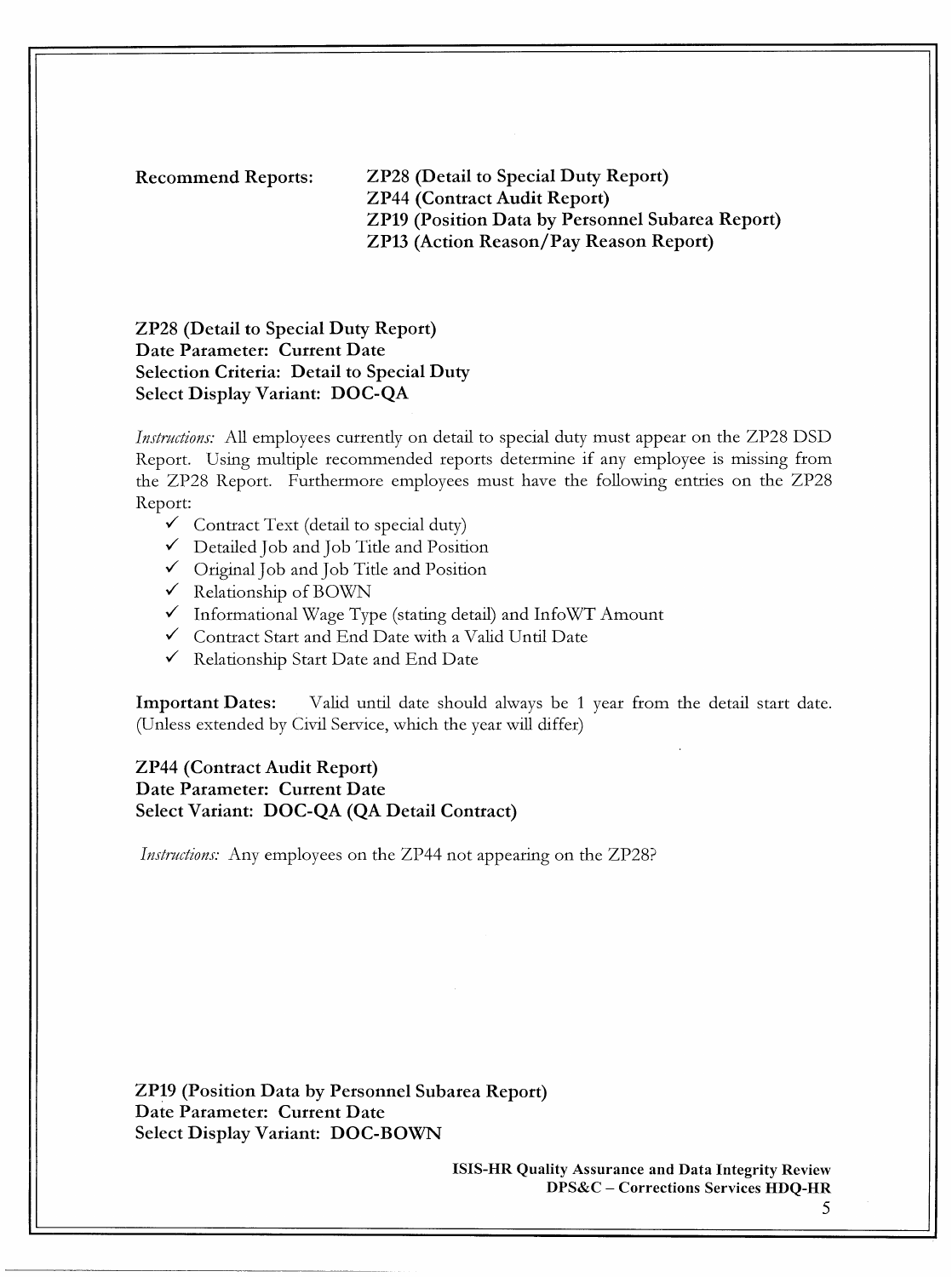**Recommend Reports:** **ZP28 (Detail to Special Duty Report)**
**ZP44 (Contract Audit Report)**
**ZP19 (Position Data by Personnel Subarea Report)**
**ZP13 (Action Reason/Pay Reason Report)**

**ZP28 (Detail to Special Duty Report)**
**Date Parameter: Current Date**
**Selection Criteria: Detail to Special Duty**
**Select Display Variant: DOC-QA**

*Instructions:* All employees currently on detail to special duty must appear on the ZP28 DSD Report. Using multiple recommended reports determine if any employee is missing from the ZP28 Report. Furthermore employees must have the following entries on the ZP28 Report:

- ✓ Contract Text (detail to special duty)
- ✓ Detailed Job and Job Title and Position
- ✓ Original Job and Job Title and Position
- ✓ Relationship of BOWN
- ✓ Informational Wage Type (stating detail) and InfoWT Amount
- ✓ Contract Start and End Date with a Valid Until Date
- ✓ Relationship Start Date and End Date

**Important Dates:** Valid until date should always be 1 year from the detail start date. (Unless extended by Civil Service, which the year will differ)

**ZP44 (Contract Audit Report)**
**Date Parameter: Current Date**
**Select Variant: DOC-QA (QA Detail Contract)**

*Instructions:* Any employees on the ZP44 not appearing on the ZP28?

**ZP19 (Position Data by Personnel Subarea Report)**
**Date Parameter: Current Date**
**Select Display Variant: DOC-BOWN**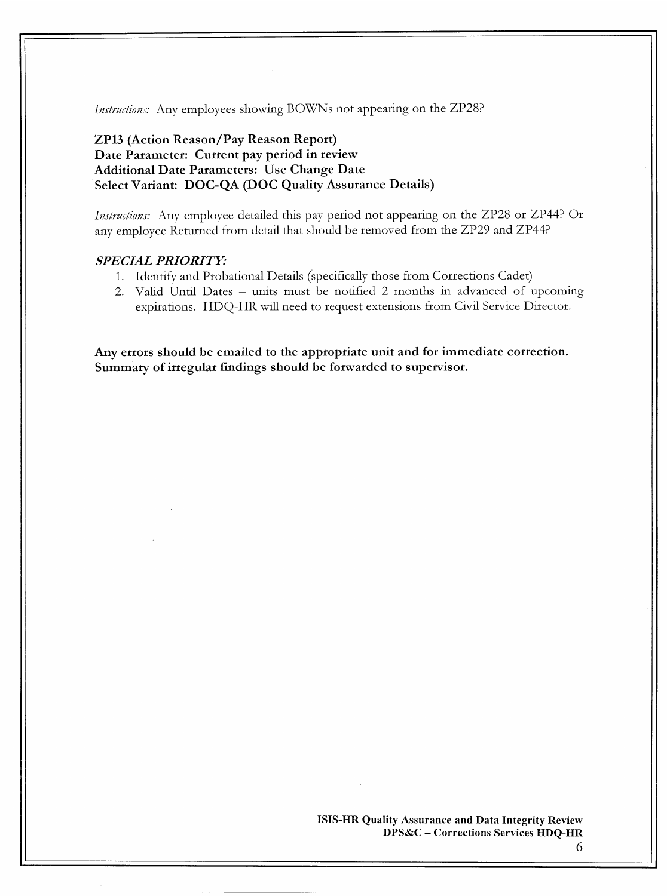*Instructions:* Any employees showing BOWNs not appearing on the ZP28?

**ZP13 (Action Reason/Pay Reason Report)**
**Date Parameter: Current pay period in review**
**Additional Date Parameters: Use Change Date**
**Select Variant: DOC-QA (DOC Quality Assurance Details)**

*Instructions:* Any employee detailed this pay period not appearing on the ZP28 or ZP44? Or any employee Returned from detail that should be removed from the ZP29 and ZP44?

***SPECIAL PRIORITY:***

1. Identify and Probational Details (specifically those from Corrections Cadet)
2. Valid Until Dates – units must be notified 2 months in advanced of upcoming expirations. HDQ-HR will need to request extensions from Civil Service Director.

**Any errors should be emailed to the appropriate unit and for immediate correction. Summary of irregular findings should be forwarded to supervisor.**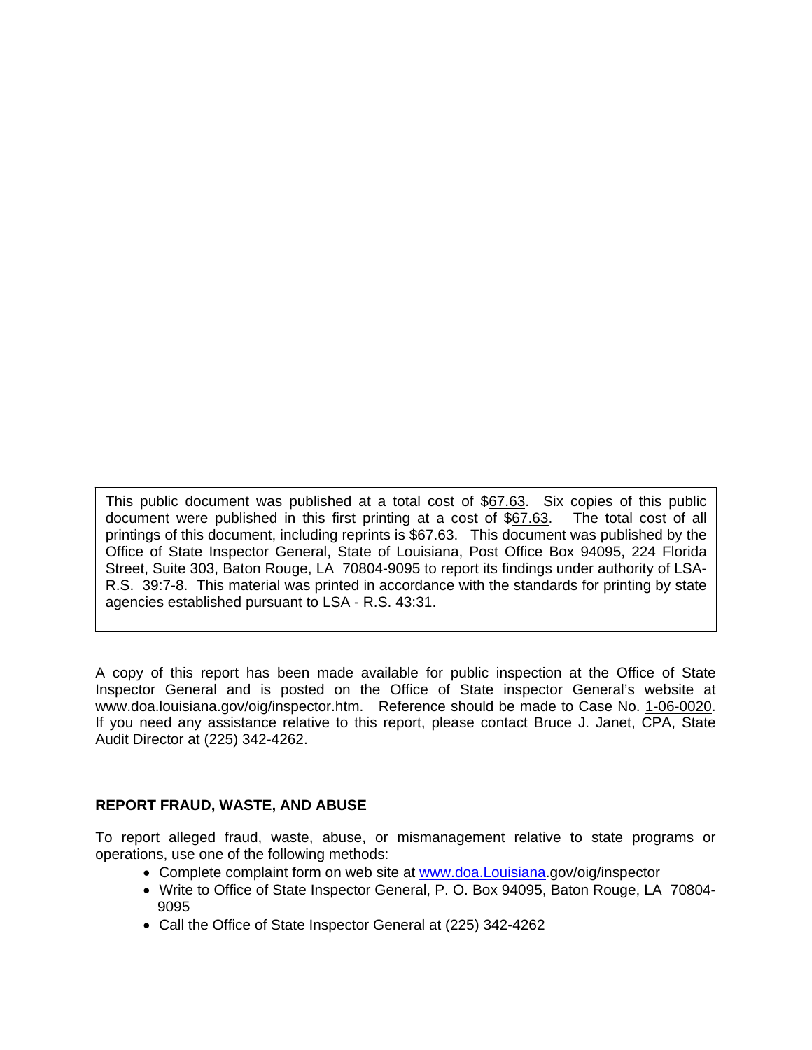This public document was published at a total cost of $67.63. Six copies of this public document were published in this first printing at a cost of $67.63. The total cost of all printings of this document, including reprints is $67.63. This document was published by the Office of State Inspector General, State of Louisiana, Post Office Box 94095, 224 Florida Street, Suite 303, Baton Rouge, LA 70804-9095 to report its findings under authority of LSA-R.S. 39:7-8. This material was printed in accordance with the standards for printing by state agencies established pursuant to LSA - R.S. 43:31.

A copy of this report has been made available for public inspection at the Office of State Inspector General and is posted on the Office of State inspector General's website at www.doa.louisiana.gov/oig/inspector.htm. Reference should be made to Case No. 1-06-0020. If you need any assistance relative to this report, please contact Bruce J. Janet, CPA, State Audit Director at (225) 342-4262.

**REPORT FRAUD, WASTE, AND ABUSE**

To report alleged fraud, waste, abuse, or mismanagement relative to state programs or operations, use one of the following methods:

- Complete complaint form on web site at www.doa.Louisiana.gov/oig/inspector
- Write to Office of State Inspector General, P. O. Box 94095, Baton Rouge, LA 70804-9095
- Call the Office of State Inspector General at (225) 342-4262